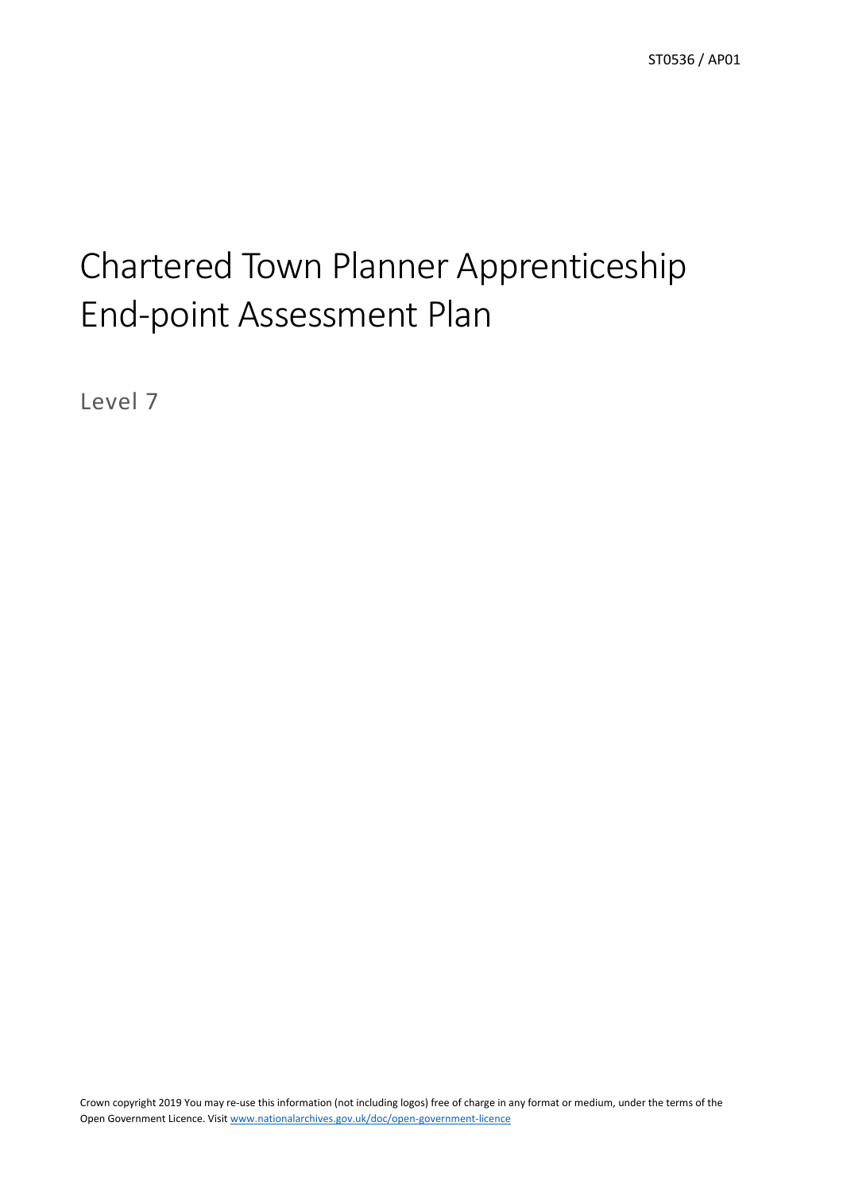ST0536 / AP01

# Chartered Town Planner Apprenticeship End-point Assessment Plan

Level 7

Crown copyright 2019 You may re-use this information (not including logos) free of charge in any format or medium, under the terms of the Open Government Licence. Visit www.nationalarchives.gov.uk/doc/open-government-licence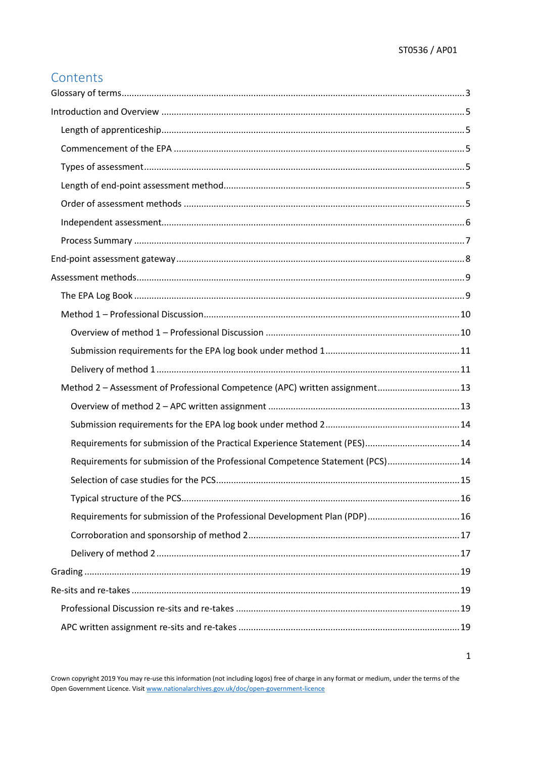# Contents

Glossary of terms .......... 3

Introduction and Overview .......... 5

- Length of apprenticeship .......... 5
- Commencement of the EPA .......... 5
- Types of assessment .......... 5
- Length of end-point assessment method .......... 5
- Order of assessment methods .......... 5
- Independent assessment .......... 6
- Process Summary .......... 7

End-point assessment gateway .......... 8

Assessment methods .......... 9

- The EPA Log Book .......... 9
- Method 1 – Professional Discussion .......... 10
  - Overview of method 1 – Professional Discussion .......... 10
  - Submission requirements for the EPA log book under method 1 .......... 11
  - Delivery of method 1 .......... 11
- Method 2 – Assessment of Professional Competence (APC) written assignment .......... 13
  - Overview of method 2 – APC written assignment .......... 13
  - Submission requirements for the EPA log book under method 2 .......... 14
  - Requirements for submission of the Practical Experience Statement (PES) .......... 14
  - Requirements for submission of the Professional Competence Statement (PCS) .......... 14
  - Selection of case studies for the PCS .......... 15
  - Typical structure of the PCS .......... 16
  - Requirements for submission of the Professional Development Plan (PDP) .......... 16
  - Corroboration and sponsorship of method 2 .......... 17
  - Delivery of method 2 .......... 17

Grading .......... 19

Re-sits and re-takes .......... 19

- Professional Discussion re-sits and re-takes .......... 19
- APC written assignment re-sits and re-takes .......... 19

Crown copyright 2019 You may re-use this information (not including logos) free of charge in any format or medium, under the terms of the Open Government Licence. Visit www.nationalarchives.gov.uk/doc/open-government-licence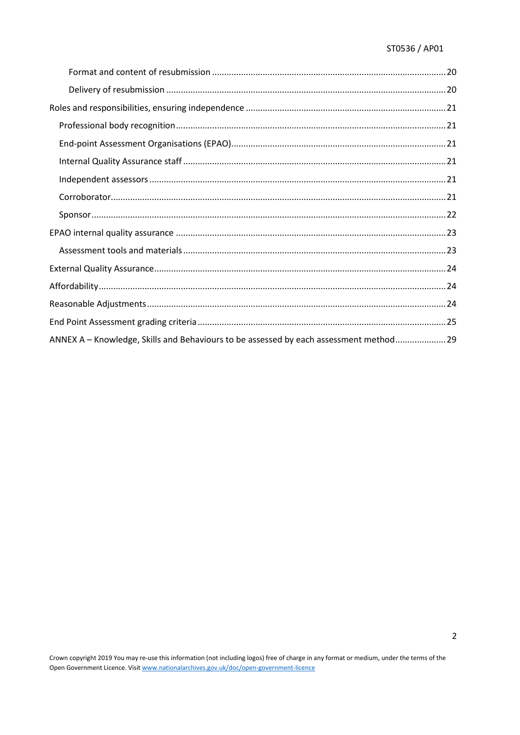Format and content of resubmission ........ 20

Delivery of resubmission ........ 20

Roles and responsibilities, ensuring independence ........ 21

Professional body recognition ........ 21

End-point Assessment Organisations (EPAO) ........ 21

Internal Quality Assurance staff ........ 21

Independent assessors ........ 21

Corroborator ........ 21

Sponsor ........ 22

EPAO internal quality assurance ........ 23

Assessment tools and materials ........ 23

External Quality Assurance ........ 24

Affordability ........ 24

Reasonable Adjustments ........ 24

End Point Assessment grading criteria ........ 25

ANNEX A – Knowledge, Skills and Behaviours to be assessed by each assessment method ........ 29

Crown copyright 2019 You may re-use this information (not including logos) free of charge in any format or medium, under the terms of the Open Government Licence. Visit www.nationalarchives.gov.uk/doc/open-government-licence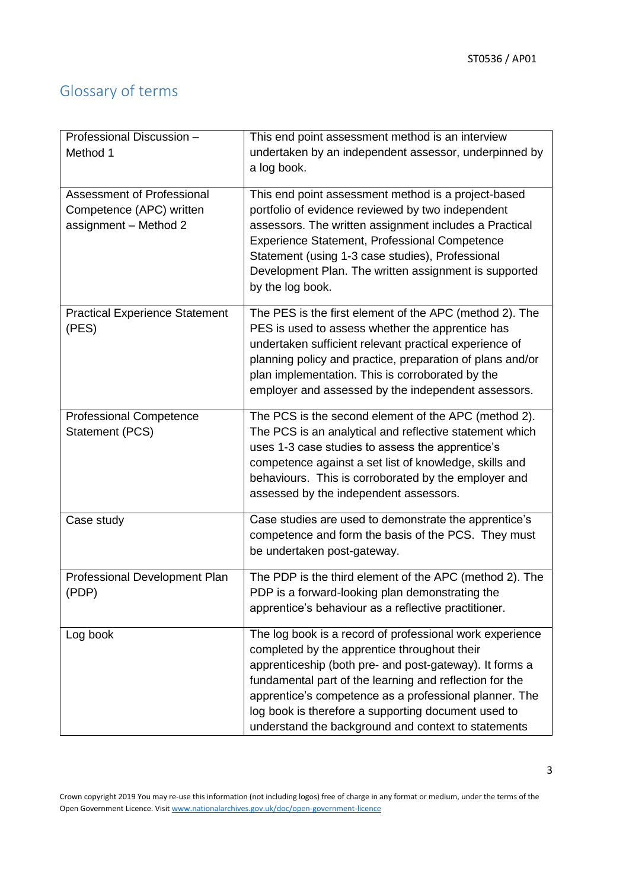## Glossary of terms

| Term | Definition |
|---|---|
| Professional Discussion – Method 1 | This end point assessment method is an interview undertaken by an independent assessor, underpinned by a log book. |
| Assessment of Professional Competence (APC) written assignment – Method 2 | This end point assessment method is a project-based portfolio of evidence reviewed by two independent assessors. The written assignment includes a Practical Experience Statement, Professional Competence Statement (using 1-3 case studies), Professional Development Plan. The written assignment is supported by the log book. |
| Practical Experience Statement (PES) | The PES is the first element of the APC (method 2). The PES is used to assess whether the apprentice has undertaken sufficient relevant practical experience of planning policy and practice, preparation of plans and/or plan implementation. This is corroborated by the employer and assessed by the independent assessors. |
| Professional Competence Statement (PCS) | The PCS is the second element of the APC (method 2). The PCS is an analytical and reflective statement which uses 1-3 case studies to assess the apprentice's competence against a set list of knowledge, skills and behaviours. This is corroborated by the employer and assessed by the independent assessors. |
| Case study | Case studies are used to demonstrate the apprentice's competence and form the basis of the PCS. They must be undertaken post-gateway. |
| Professional Development Plan (PDP) | The PDP is the third element of the APC (method 2). The PDP is a forward-looking plan demonstrating the apprentice's behaviour as a reflective practitioner. |
| Log book | The log book is a record of professional work experience completed by the apprentice throughout their apprenticeship (both pre- and post-gateway). It forms a fundamental part of the learning and reflection for the apprentice's competence as a professional planner. The log book is therefore a supporting document used to understand the background and context to statements |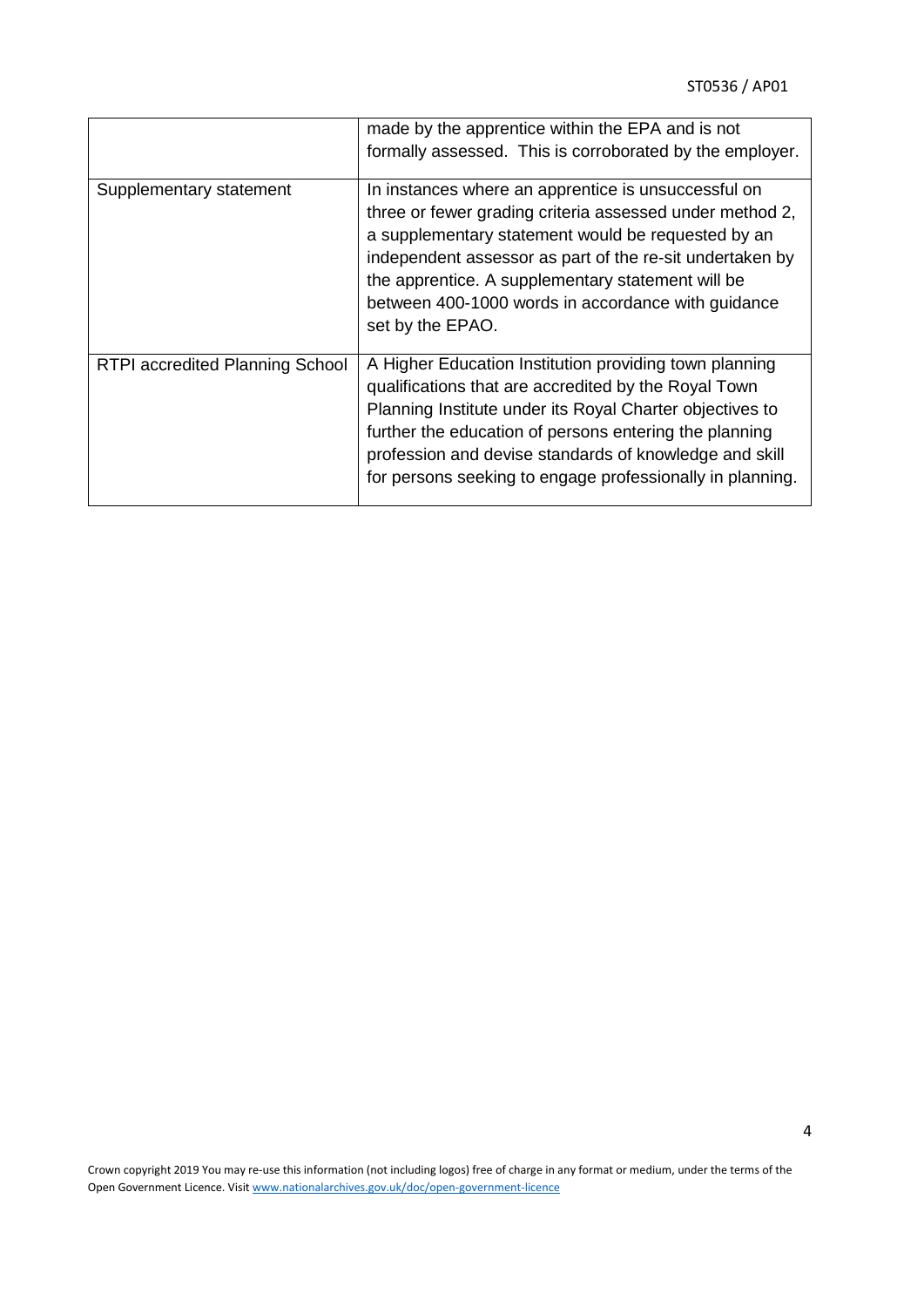| | |
|---|---|
| | made by the apprentice within the EPA and is not formally assessed. This is corroborated by the employer. |
| Supplementary statement | In instances where an apprentice is unsuccessful on three or fewer grading criteria assessed under method 2, a supplementary statement would be requested by an independent assessor as part of the re-sit undertaken by the apprentice. A supplementary statement will be between 400-1000 words in accordance with guidance set by the EPAO. |
| RTPI accredited Planning School | A Higher Education Institution providing town planning qualifications that are accredited by the Royal Town Planning Institute under its Royal Charter objectives to further the education of persons entering the planning profession and devise standards of knowledge and skill for persons seeking to engage professionally in planning. |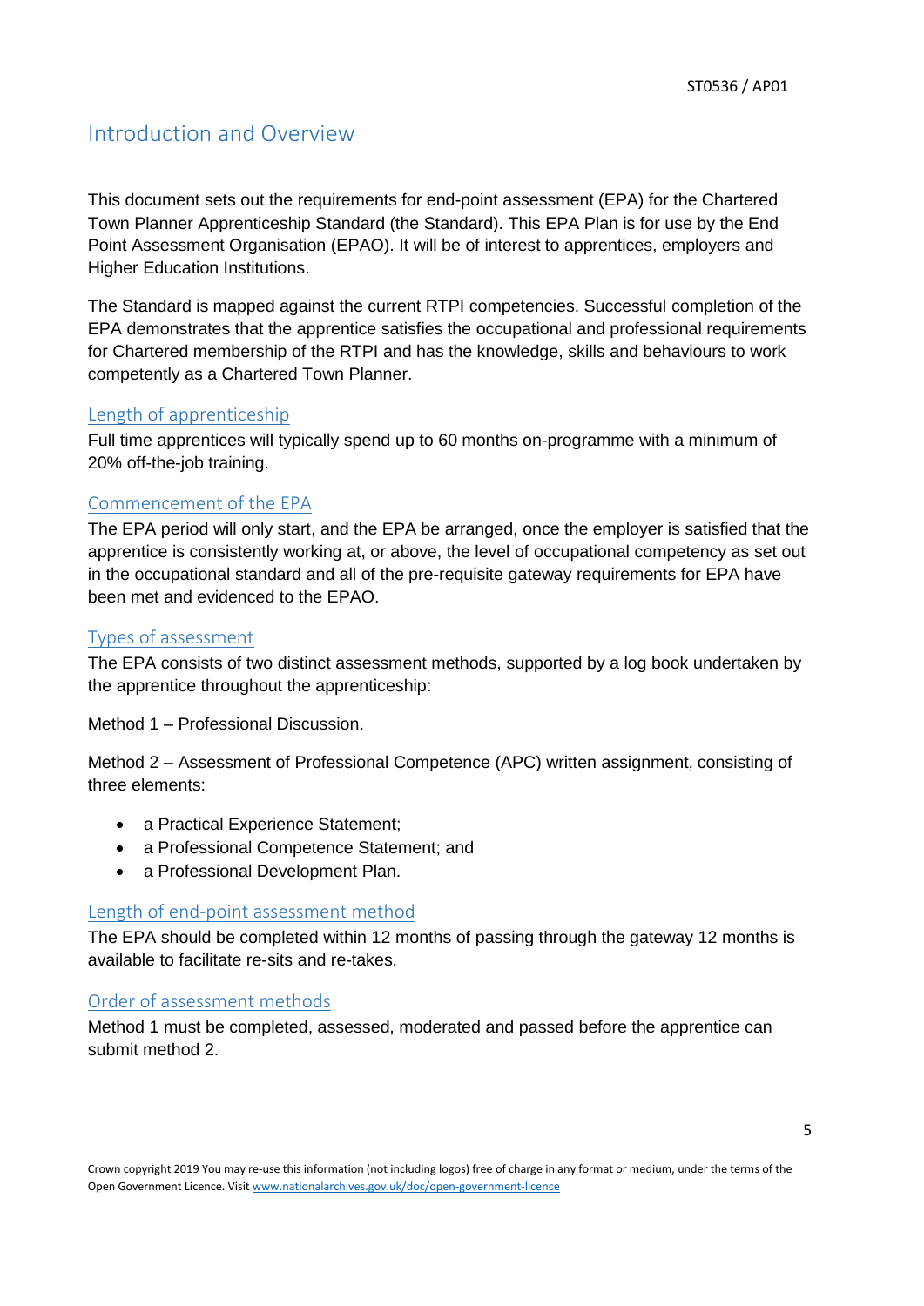## Introduction and Overview

This document sets out the requirements for end-point assessment (EPA) for the Chartered Town Planner Apprenticeship Standard (the Standard). This EPA Plan is for use by the End Point Assessment Organisation (EPAO). It will be of interest to apprentices, employers and Higher Education Institutions.

The Standard is mapped against the current RTPI competencies. Successful completion of the EPA demonstrates that the apprentice satisfies the occupational and professional requirements for Chartered membership of the RTPI and has the knowledge, skills and behaviours to work competently as a Chartered Town Planner.

### Length of apprenticeship

Full time apprentices will typically spend up to 60 months on-programme with a minimum of 20% off-the-job training.

### Commencement of the EPA

The EPA period will only start, and the EPA be arranged, once the employer is satisfied that the apprentice is consistently working at, or above, the level of occupational competency as set out in the occupational standard and all of the pre-requisite gateway requirements for EPA have been met and evidenced to the EPAO.

### Types of assessment

The EPA consists of two distinct assessment methods, supported by a log book undertaken by the apprentice throughout the apprenticeship:

Method 1 – Professional Discussion.

Method 2 – Assessment of Professional Competence (APC) written assignment, consisting of three elements:

- a Practical Experience Statement;
- a Professional Competence Statement; and
- a Professional Development Plan.

### Length of end-point assessment method

The EPA should be completed within 12 months of passing through the gateway 12 months is available to facilitate re-sits and re-takes.

### Order of assessment methods

Method 1 must be completed, assessed, moderated and passed before the apprentice can submit method 2.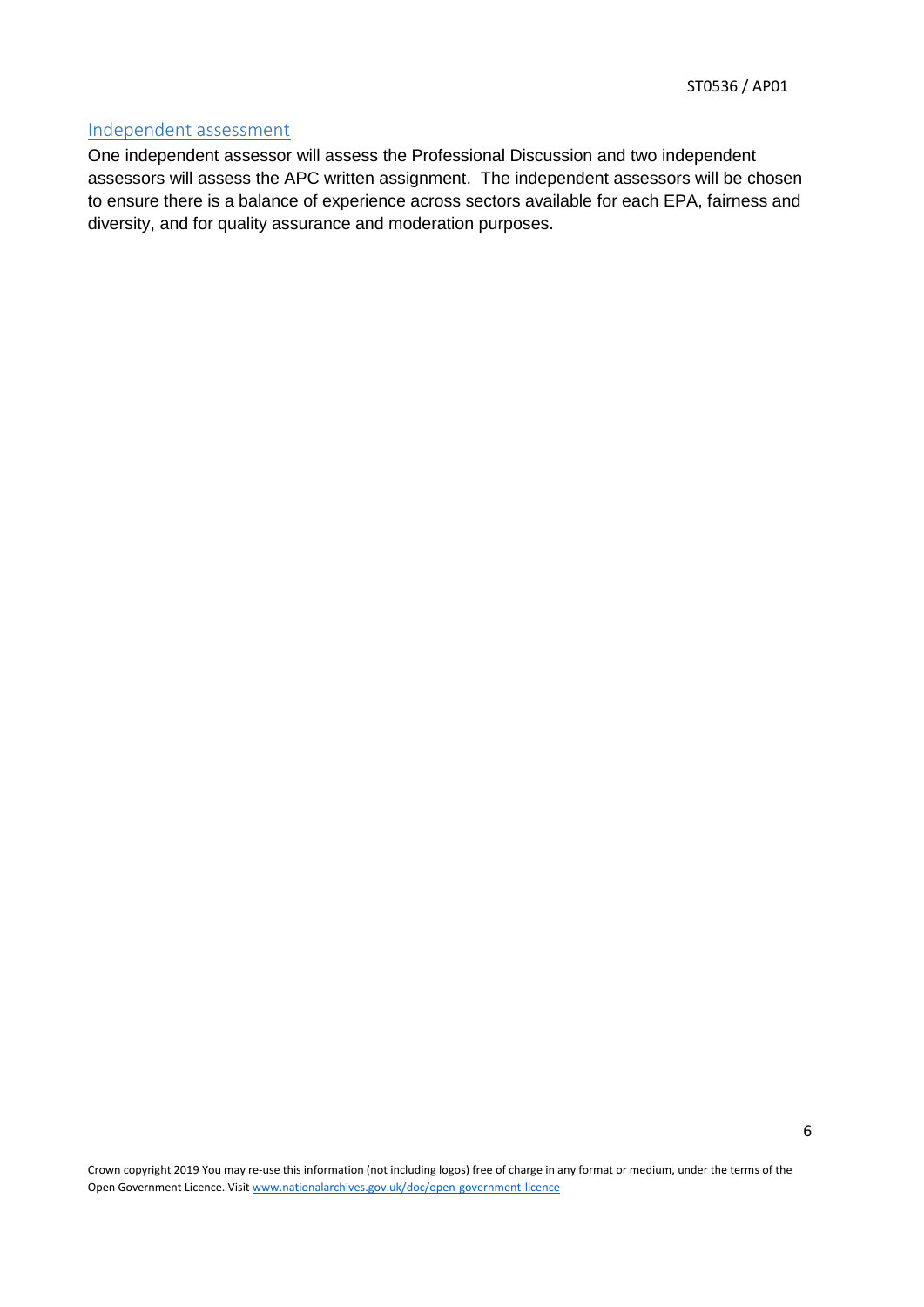## Independent assessment

One independent assessor will assess the Professional Discussion and two independent assessors will assess the APC written assignment. The independent assessors will be chosen to ensure there is a balance of experience across sectors available for each EPA, fairness and diversity, and for quality assurance and moderation purposes.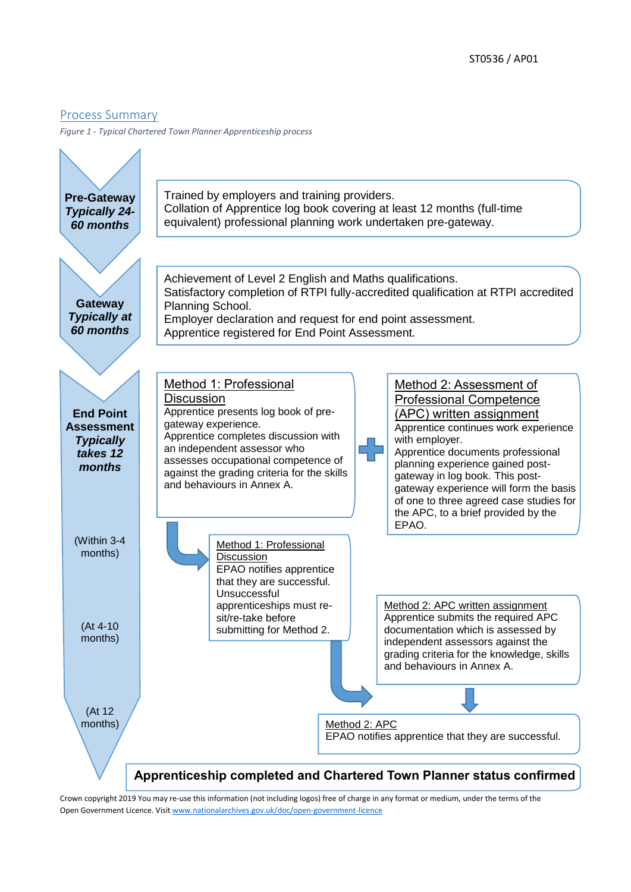## Process Summary

*Figure 1 - Typical Chartered Town Planner Apprenticeship process*

**Pre-Gateway** ***Typically 24-60 months***

Trained by employers and training providers.
Collation of Apprentice log book covering at least 12 months (full-time equivalent) professional planning work undertaken pre-gateway.

**Gateway** ***Typically at 60 months***

Achievement of Level 2 English and Maths qualifications.
Satisfactory completion of RTPI fully-accredited qualification at RTPI accredited Planning School.
Employer declaration and request for end point assessment.
Apprentice registered for End Point Assessment.

**End Point Assessment** ***Typically takes 12 months***

Method 1: Professional Discussion
Apprentice presents log book of pre-gateway experience.
Apprentice completes discussion with an independent assessor who assesses occupational competence of against the grading criteria for the skills and behaviours in Annex A.

+

Method 2: Assessment of Professional Competence (APC) written assignment
Apprentice continues work experience with employer.
Apprentice documents professional planning experience gained post-gateway in log book. This post-gateway experience will form the basis of one to three agreed case studies for the APC, to a brief provided by the EPAO.

(Within 3-4 months)

Method 1: Professional Discussion
EPAO notifies apprentice that they are successful. Unsuccessful apprenticeships must re-sit/re-take before submitting for Method 2.

(At 4-10 months)

Method 2: APC written assignment
Apprentice submits the required APC documentation which is assessed by independent assessors against the grading criteria for the knowledge, skills and behaviours in Annex A.

(At 12 months)

Method 2: APC
EPAO notifies apprentice that they are successful.

**Apprenticeship completed and Chartered Town Planner status confirmed**

Crown copyright 2019 You may re-use this information (not including logos) free of charge in any format or medium, under the terms of the Open Government Licence. Visit www.nationalarchives.gov.uk/doc/open-government-licence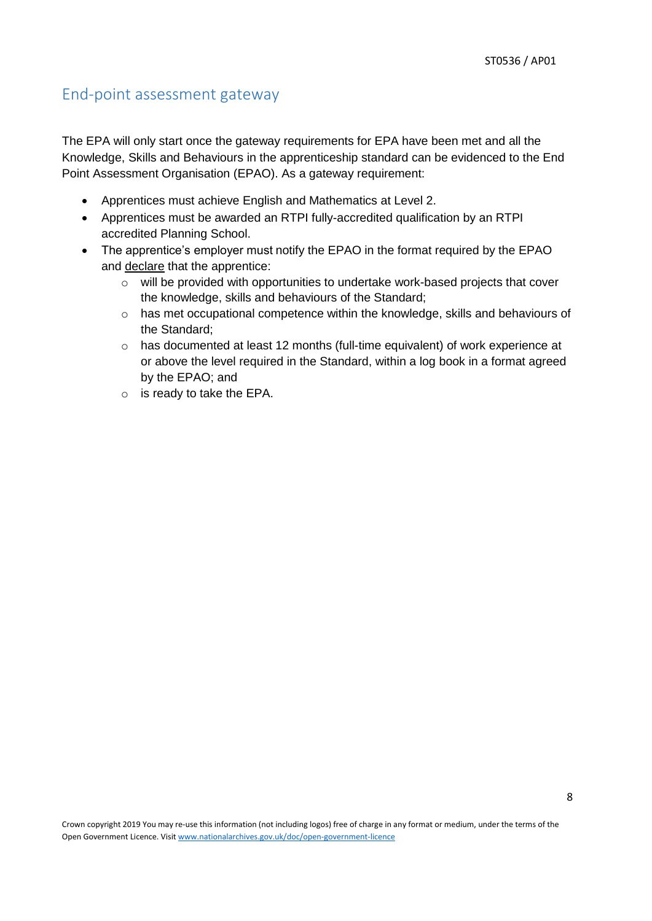## End-point assessment gateway

The EPA will only start once the gateway requirements for EPA have been met and all the Knowledge, Skills and Behaviours in the apprenticeship standard can be evidenced to the End Point Assessment Organisation (EPAO). As a gateway requirement:

- Apprentices must achieve English and Mathematics at Level 2.
- Apprentices must be awarded an RTPI fully-accredited qualification by an RTPI accredited Planning School.
- The apprentice's employer must notify the EPAO in the format required by the EPAO and declare that the apprentice:
  - will be provided with opportunities to undertake work-based projects that cover the knowledge, skills and behaviours of the Standard;
  - has met occupational competence within the knowledge, skills and behaviours of the Standard;
  - has documented at least 12 months (full-time equivalent) of work experience at or above the level required in the Standard, within a log book in a format agreed by the EPAO; and
  - is ready to take the EPA.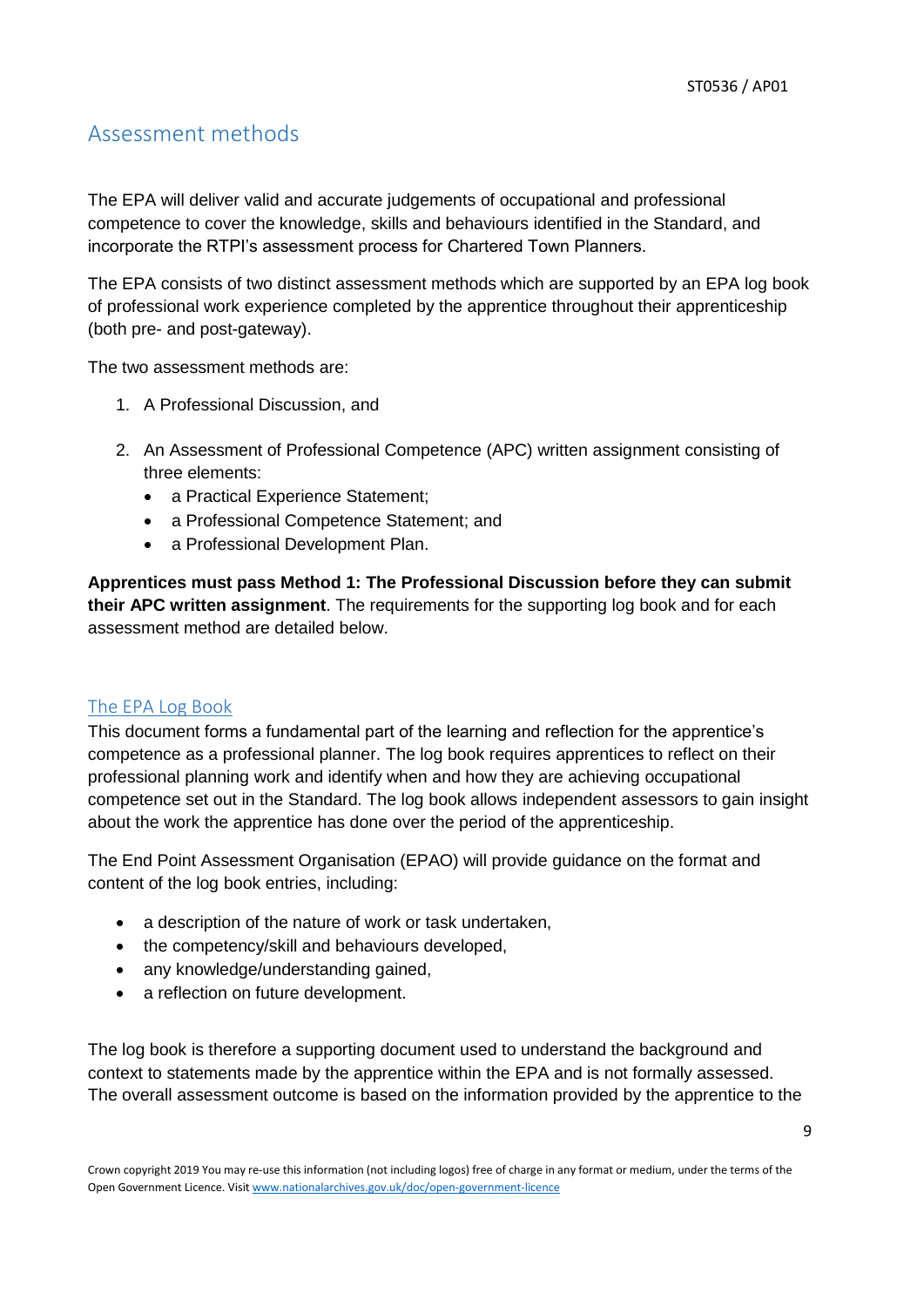## Assessment methods

The EPA will deliver valid and accurate judgements of occupational and professional competence to cover the knowledge, skills and behaviours identified in the Standard, and incorporate the RTPI's assessment process for Chartered Town Planners.

The EPA consists of two distinct assessment methods which are supported by an EPA log book of professional work experience completed by the apprentice throughout their apprenticeship (both pre- and post-gateway).

The two assessment methods are:

1. A Professional Discussion, and
2. An Assessment of Professional Competence (APC) written assignment consisting of three elements:
   - a Practical Experience Statement;
   - a Professional Competence Statement; and
   - a Professional Development Plan.

**Apprentices must pass Method 1: The Professional Discussion before they can submit their APC written assignment**. The requirements for the supporting log book and for each assessment method are detailed below.

### The EPA Log Book

This document forms a fundamental part of the learning and reflection for the apprentice's competence as a professional planner. The log book requires apprentices to reflect on their professional planning work and identify when and how they are achieving occupational competence set out in the Standard. The log book allows independent assessors to gain insight about the work the apprentice has done over the period of the apprenticeship.

The End Point Assessment Organisation (EPAO) will provide guidance on the format and content of the log book entries, including:

- a description of the nature of work or task undertaken,
- the competency/skill and behaviours developed,
- any knowledge/understanding gained,
- a reflection on future development.

The log book is therefore a supporting document used to understand the background and context to statements made by the apprentice within the EPA and is not formally assessed. The overall assessment outcome is based on the information provided by the apprentice to the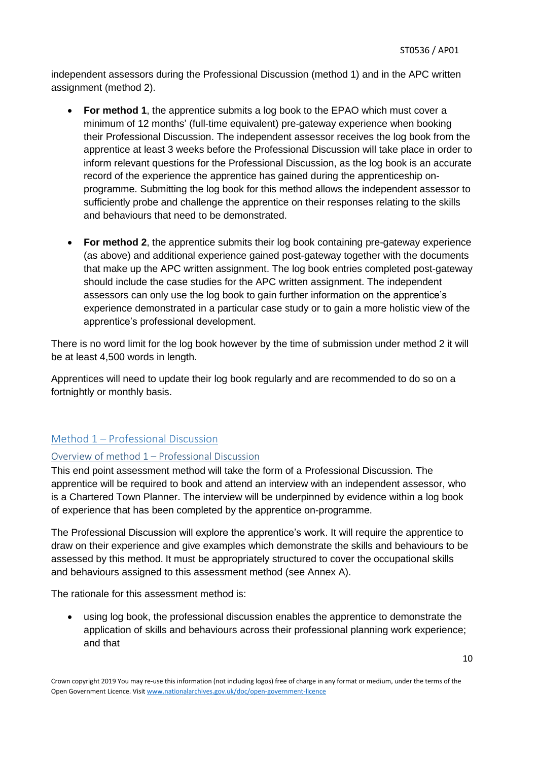independent assessors during the Professional Discussion (method 1) and in the APC written assignment (method 2).

- **For method 1**, the apprentice submits a log book to the EPAO which must cover a minimum of 12 months' (full-time equivalent) pre-gateway experience when booking their Professional Discussion. The independent assessor receives the log book from the apprentice at least 3 weeks before the Professional Discussion will take place in order to inform relevant questions for the Professional Discussion, as the log book is an accurate record of the experience the apprentice has gained during the apprenticeship on-programme. Submitting the log book for this method allows the independent assessor to sufficiently probe and challenge the apprentice on their responses relating to the skills and behaviours that need to be demonstrated.

- **For method 2**, the apprentice submits their log book containing pre-gateway experience (as above) and additional experience gained post-gateway together with the documents that make up the APC written assignment. The log book entries completed post-gateway should include the case studies for the APC written assignment. The independent assessors can only use the log book to gain further information on the apprentice's experience demonstrated in a particular case study or to gain a more holistic view of the apprentice's professional development.

There is no word limit for the log book however by the time of submission under method 2 it will be at least 4,500 words in length.

Apprentices will need to update their log book regularly and are recommended to do so on a fortnightly or monthly basis.

## Method 1 – Professional Discussion

### Overview of method 1 – Professional Discussion

This end point assessment method will take the form of a Professional Discussion. The apprentice will be required to book and attend an interview with an independent assessor, who is a Chartered Town Planner. The interview will be underpinned by evidence within a log book of experience that has been completed by the apprentice on-programme.

The Professional Discussion will explore the apprentice's work. It will require the apprentice to draw on their experience and give examples which demonstrate the skills and behaviours to be assessed by this method. It must be appropriately structured to cover the occupational skills and behaviours assigned to this assessment method (see Annex A).

The rationale for this assessment method is:

- using log book, the professional discussion enables the apprentice to demonstrate the application of skills and behaviours across their professional planning work experience; and that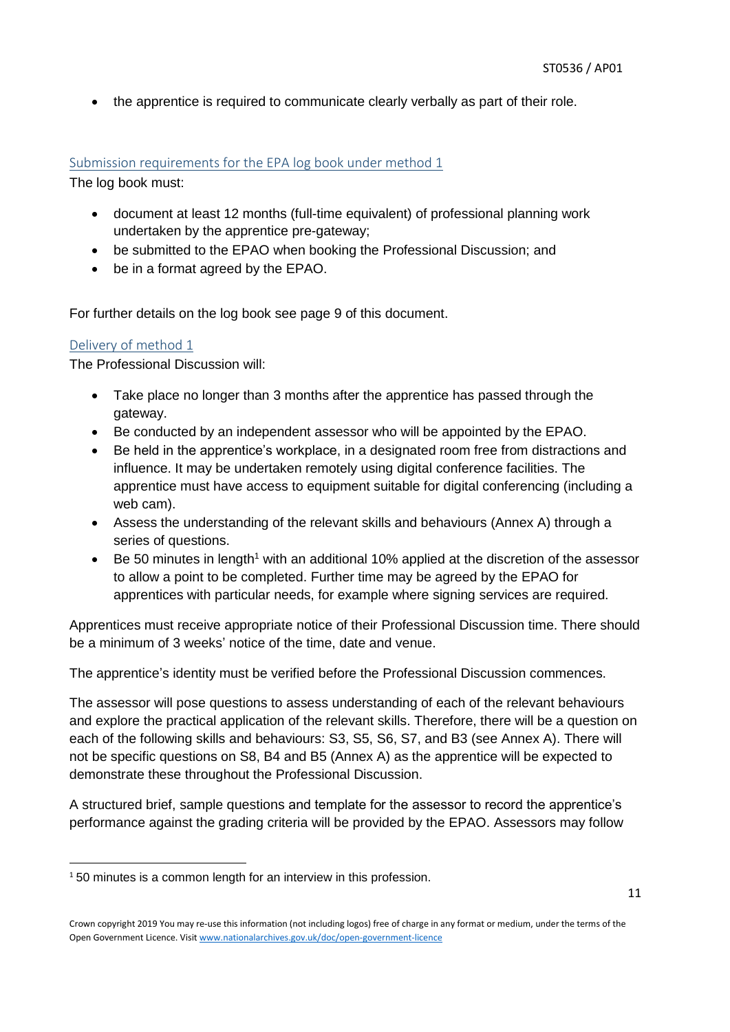- the apprentice is required to communicate clearly verbally as part of their role.

### Submission requirements for the EPA log book under method 1

The log book must:

- document at least 12 months (full-time equivalent) of professional planning work undertaken by the apprentice pre-gateway;
- be submitted to the EPAO when booking the Professional Discussion; and
- be in a format agreed by the EPAO.

For further details on the log book see page 9 of this document.

### Delivery of method 1

The Professional Discussion will:

- Take place no longer than 3 months after the apprentice has passed through the gateway.
- Be conducted by an independent assessor who will be appointed by the EPAO.
- Be held in the apprentice's workplace, in a designated room free from distractions and influence. It may be undertaken remotely using digital conference facilities. The apprentice must have access to equipment suitable for digital conferencing (including a web cam).
- Assess the understanding of the relevant skills and behaviours (Annex A) through a series of questions.
- Be 50 minutes in length[1] with an additional 10% applied at the discretion of the assessor to allow a point to be completed. Further time may be agreed by the EPAO for apprentices with particular needs, for example where signing services are required.

Apprentices must receive appropriate notice of their Professional Discussion time. There should be a minimum of 3 weeks' notice of the time, date and venue.

The apprentice's identity must be verified before the Professional Discussion commences.

The assessor will pose questions to assess understanding of each of the relevant behaviours and explore the practical application of the relevant skills. Therefore, there will be a question on each of the following skills and behaviours: S3, S5, S6, S7, and B3 (see Annex A). There will not be specific questions on S8, B4 and B5 (Annex A) as the apprentice will be expected to demonstrate these throughout the Professional Discussion.

A structured brief, sample questions and template for the assessor to record the apprentice's performance against the grading criteria will be provided by the EPAO. Assessors may follow

[1] 50 minutes is a common length for an interview in this profession.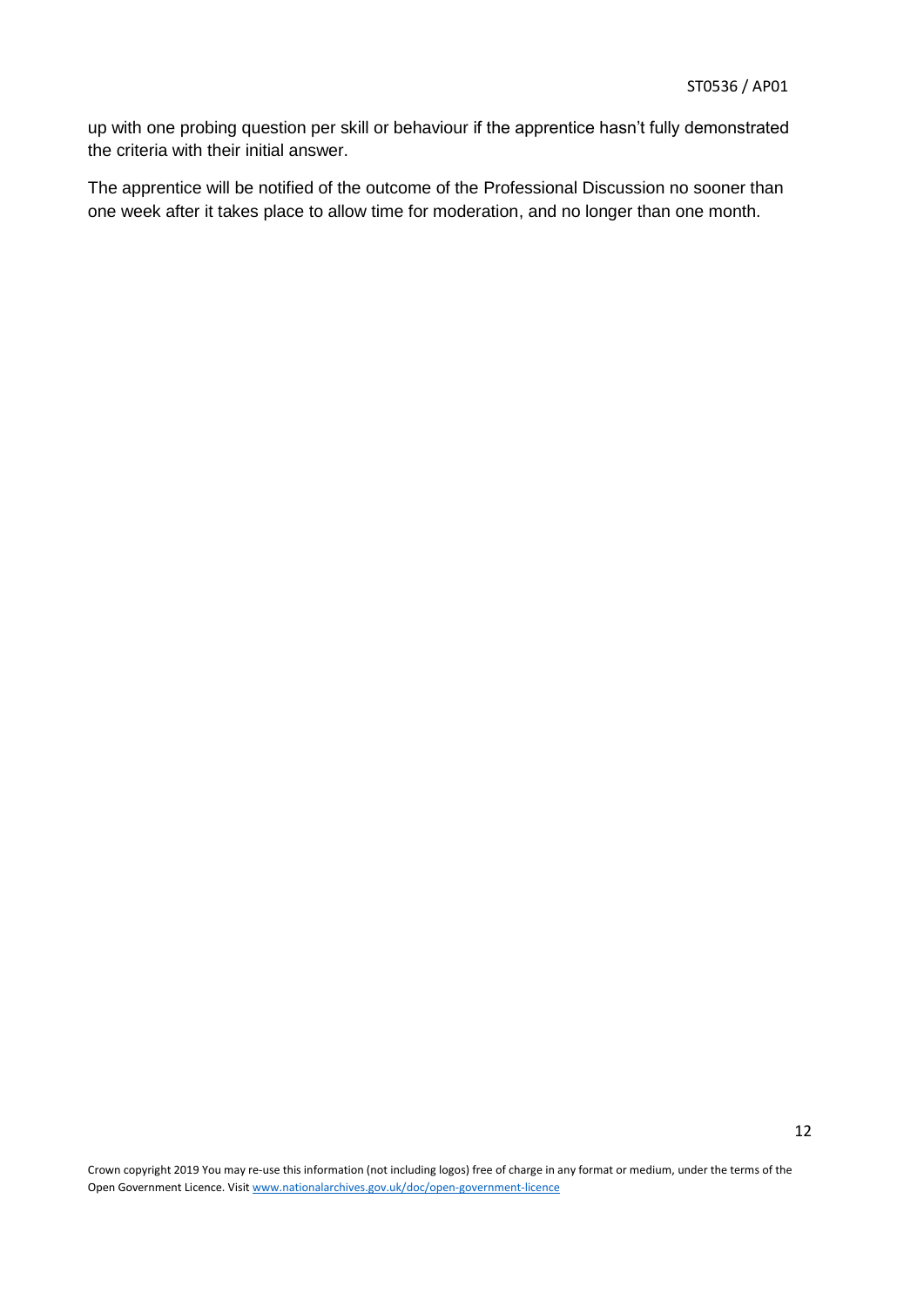up with one probing question per skill or behaviour if the apprentice hasn't fully demonstrated the criteria with their initial answer.

The apprentice will be notified of the outcome of the Professional Discussion no sooner than one week after it takes place to allow time for moderation, and no longer than one month.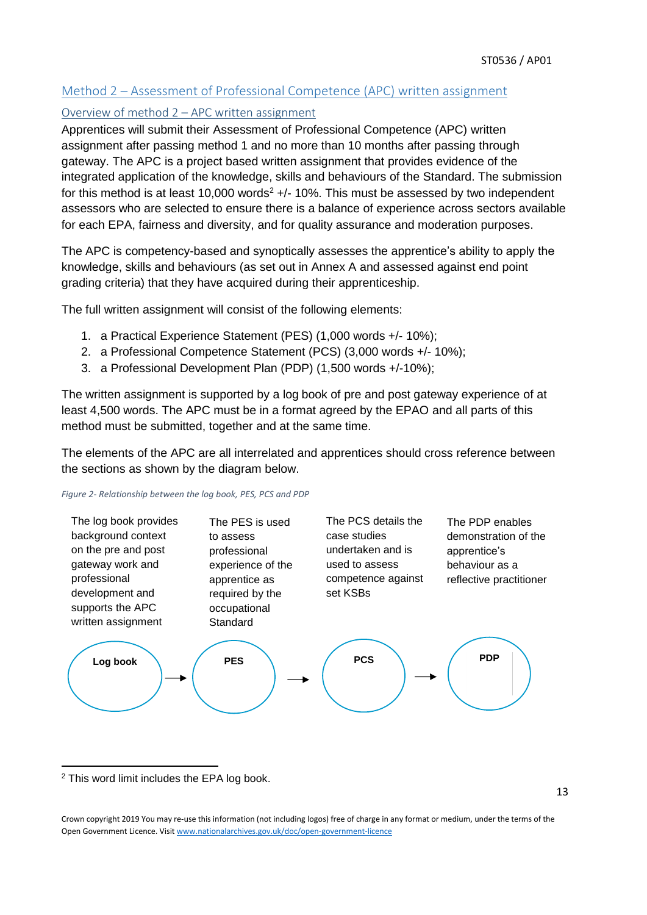## Method 2 – Assessment of Professional Competence (APC) written assignment

### Overview of method 2 – APC written assignment

Apprentices will submit their Assessment of Professional Competence (APC) written assignment after passing method 1 and no more than 10 months after passing through gateway. The APC is a project based written assignment that provides evidence of the integrated application of the knowledge, skills and behaviours of the Standard. The submission for this method is at least 10,000 words[2] +/- 10%. This must be assessed by two independent assessors who are selected to ensure there is a balance of experience across sectors available for each EPA, fairness and diversity, and for quality assurance and moderation purposes.

The APC is competency-based and synoptically assesses the apprentice's ability to apply the knowledge, skills and behaviours (as set out in Annex A and assessed against end point grading criteria) that they have acquired during their apprenticeship.

The full written assignment will consist of the following elements:

1. a Practical Experience Statement (PES) (1,000 words +/- 10%);
2. a Professional Competence Statement (PCS) (3,000 words +/- 10%);
3. a Professional Development Plan (PDP) (1,500 words +/-10%);

The written assignment is supported by a log book of pre and post gateway experience of at least 4,500 words. The APC must be in a format agreed by the EPAO and all parts of this method must be submitted, together and at the same time.

The elements of the APC are all interrelated and apprentices should cross reference between the sections as shown by the diagram below.

*Figure 2- Relationship between the log book, PES, PCS and PDP*

| Log book | → | PES | → | PCS | → | PDP |
|---|---|---|---|---|---|---|
| The log book provides background context on the pre and post gateway work and professional development and supports the APC written assignment | | The PES is used to assess professional experience of the apprentice as required by the occupational Standard | | The PCS details the case studies undertaken and is used to assess competence against set KSBs | | The PDP enables demonstration of the apprentice's behaviour as a reflective practitioner |

[2] This word limit includes the EPA log book.

Crown copyright 2019 You may re-use this information (not including logos) free of charge in any format or medium, under the terms of the Open Government Licence. Visit www.nationalarchives.gov.uk/doc/open-government-licence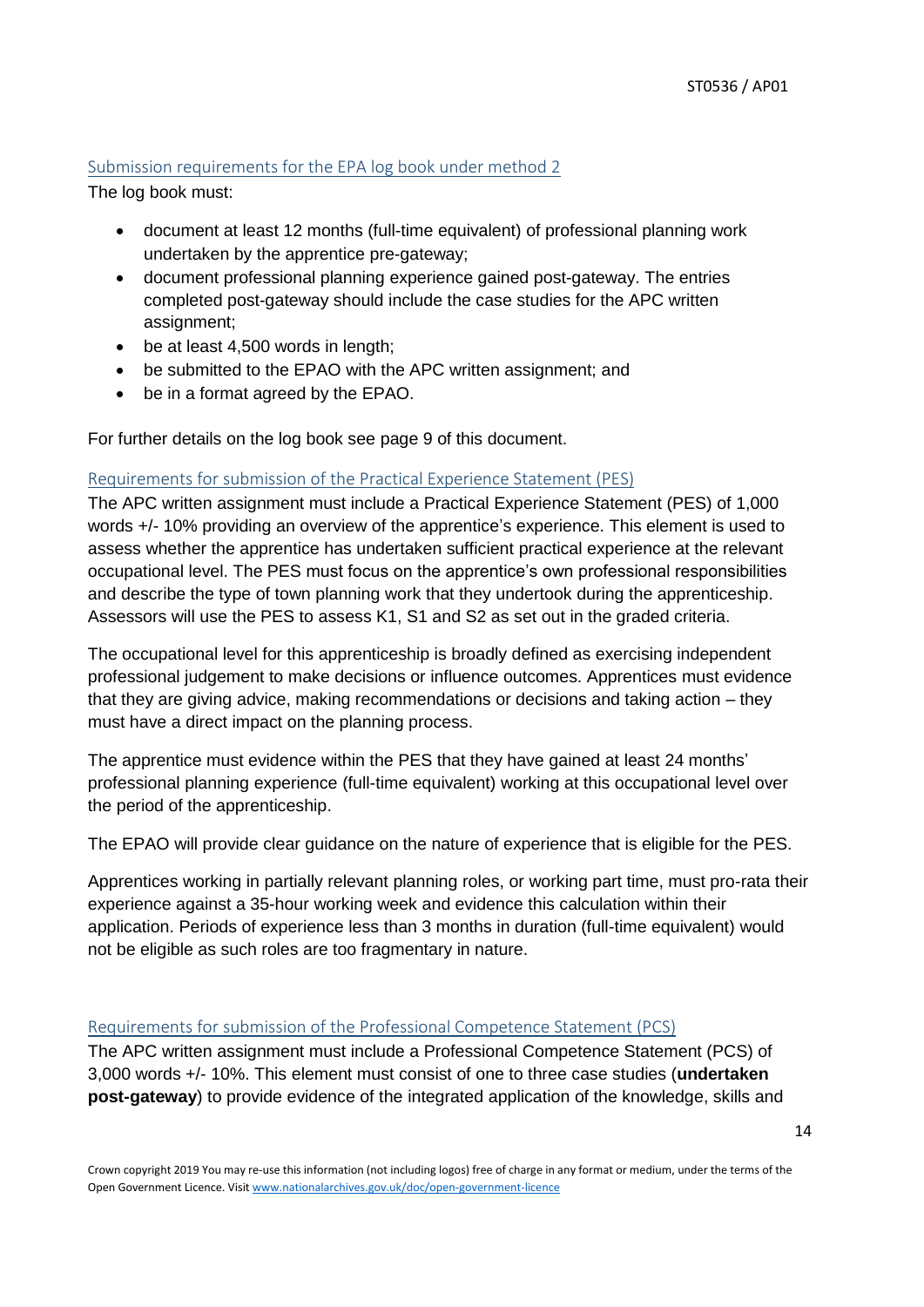### Submission requirements for the EPA log book under method 2

The log book must:

- document at least 12 months (full-time equivalent) of professional planning work undertaken by the apprentice pre-gateway;
- document professional planning experience gained post-gateway. The entries completed post-gateway should include the case studies for the APC written assignment;
- be at least 4,500 words in length;
- be submitted to the EPAO with the APC written assignment; and
- be in a format agreed by the EPAO.

For further details on the log book see page 9 of this document.

### Requirements for submission of the Practical Experience Statement (PES)

The APC written assignment must include a Practical Experience Statement (PES) of 1,000 words +/- 10% providing an overview of the apprentice's experience. This element is used to assess whether the apprentice has undertaken sufficient practical experience at the relevant occupational level. The PES must focus on the apprentice's own professional responsibilities and describe the type of town planning work that they undertook during the apprenticeship. Assessors will use the PES to assess K1, S1 and S2 as set out in the graded criteria.

The occupational level for this apprenticeship is broadly defined as exercising independent professional judgement to make decisions or influence outcomes. Apprentices must evidence that they are giving advice, making recommendations or decisions and taking action – they must have a direct impact on the planning process.

The apprentice must evidence within the PES that they have gained at least 24 months' professional planning experience (full-time equivalent) working at this occupational level over the period of the apprenticeship.

The EPAO will provide clear guidance on the nature of experience that is eligible for the PES.

Apprentices working in partially relevant planning roles, or working part time, must pro-rata their experience against a 35-hour working week and evidence this calculation within their application. Periods of experience less than 3 months in duration (full-time equivalent) would not be eligible as such roles are too fragmentary in nature.

### Requirements for submission of the Professional Competence Statement (PCS)

The APC written assignment must include a Professional Competence Statement (PCS) of 3,000 words +/- 10%. This element must consist of one to three case studies (**undertaken post-gateway**) to provide evidence of the integrated application of the knowledge, skills and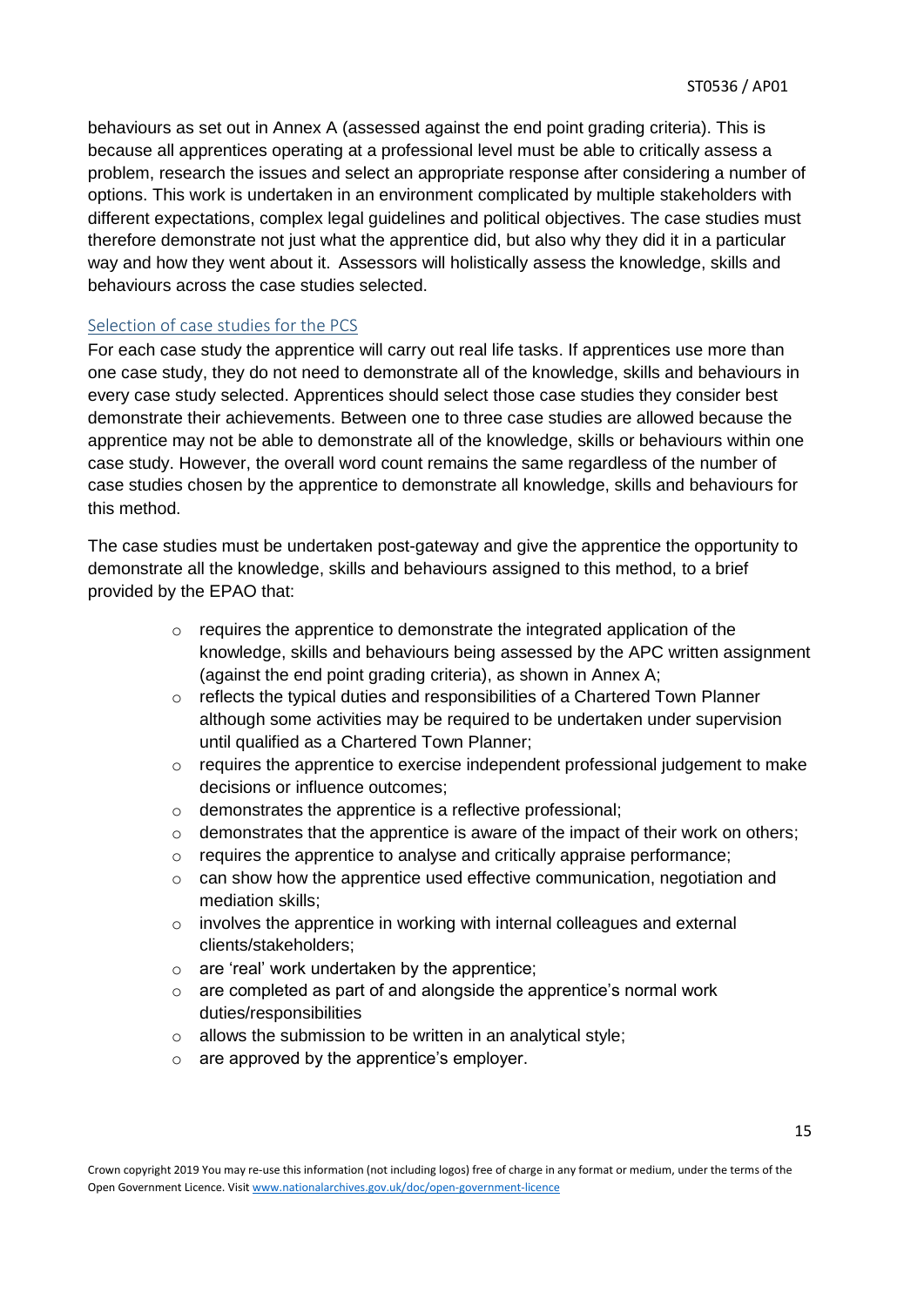behaviours as set out in Annex A (assessed against the end point grading criteria). This is because all apprentices operating at a professional level must be able to critically assess a problem, research the issues and select an appropriate response after considering a number of options. This work is undertaken in an environment complicated by multiple stakeholders with different expectations, complex legal guidelines and political objectives. The case studies must therefore demonstrate not just what the apprentice did, but also why they did it in a particular way and how they went about it. Assessors will holistically assess the knowledge, skills and behaviours across the case studies selected.

### Selection of case studies for the PCS

For each case study the apprentice will carry out real life tasks. If apprentices use more than one case study, they do not need to demonstrate all of the knowledge, skills and behaviours in every case study selected. Apprentices should select those case studies they consider best demonstrate their achievements. Between one to three case studies are allowed because the apprentice may not be able to demonstrate all of the knowledge, skills or behaviours within one case study. However, the overall word count remains the same regardless of the number of case studies chosen by the apprentice to demonstrate all knowledge, skills and behaviours for this method.

The case studies must be undertaken post-gateway and give the apprentice the opportunity to demonstrate all the knowledge, skills and behaviours assigned to this method, to a brief provided by the EPAO that:

- requires the apprentice to demonstrate the integrated application of the knowledge, skills and behaviours being assessed by the APC written assignment (against the end point grading criteria), as shown in Annex A;
- reflects the typical duties and responsibilities of a Chartered Town Planner although some activities may be required to be undertaken under supervision until qualified as a Chartered Town Planner;
- requires the apprentice to exercise independent professional judgement to make decisions or influence outcomes;
- demonstrates the apprentice is a reflective professional;
- demonstrates that the apprentice is aware of the impact of their work on others;
- requires the apprentice to analyse and critically appraise performance;
- can show how the apprentice used effective communication, negotiation and mediation skills;
- involves the apprentice in working with internal colleagues and external clients/stakeholders;
- are 'real' work undertaken by the apprentice;
- are completed as part of and alongside the apprentice's normal work duties/responsibilities
- allows the submission to be written in an analytical style;
- are approved by the apprentice's employer.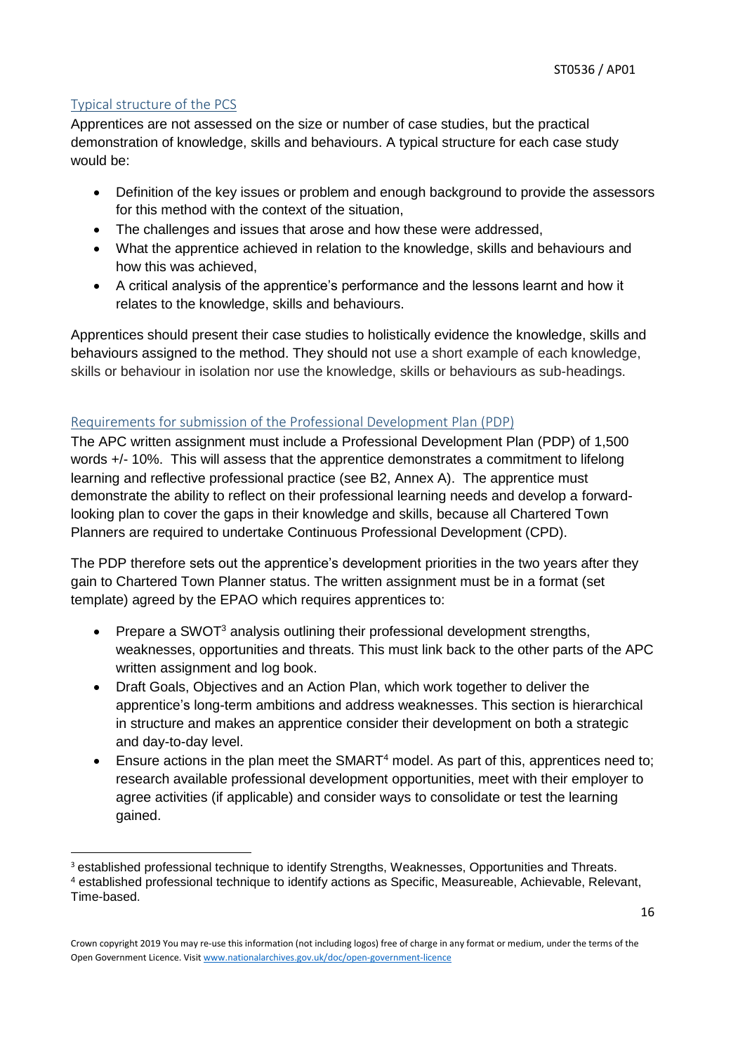## Typical structure of the PCS

Apprentices are not assessed on the size or number of case studies, but the practical demonstration of knowledge, skills and behaviours. A typical structure for each case study would be:

- Definition of the key issues or problem and enough background to provide the assessors for this method with the context of the situation,
- The challenges and issues that arose and how these were addressed,
- What the apprentice achieved in relation to the knowledge, skills and behaviours and how this was achieved,
- A critical analysis of the apprentice's performance and the lessons learnt and how it relates to the knowledge, skills and behaviours.

Apprentices should present their case studies to holistically evidence the knowledge, skills and behaviours assigned to the method. They should not use a short example of each knowledge, skills or behaviour in isolation nor use the knowledge, skills or behaviours as sub-headings.

## Requirements for submission of the Professional Development Plan (PDP)

The APC written assignment must include a Professional Development Plan (PDP) of 1,500 words +/- 10%. This will assess that the apprentice demonstrates a commitment to lifelong learning and reflective professional practice (see B2, Annex A). The apprentice must demonstrate the ability to reflect on their professional learning needs and develop a forward-looking plan to cover the gaps in their knowledge and skills, because all Chartered Town Planners are required to undertake Continuous Professional Development (CPD).

The PDP therefore sets out the apprentice's development priorities in the two years after they gain to Chartered Town Planner status. The written assignment must be in a format (set template) agreed by the EPAO which requires apprentices to:

- Prepare a SWOT[3] analysis outlining their professional development strengths, weaknesses, opportunities and threats. This must link back to the other parts of the APC written assignment and log book.
- Draft Goals, Objectives and an Action Plan, which work together to deliver the apprentice's long-term ambitions and address weaknesses. This section is hierarchical in structure and makes an apprentice consider their development on both a strategic and day-to-day level.
- Ensure actions in the plan meet the SMART[4] model. As part of this, apprentices need to; research available professional development opportunities, meet with their employer to agree activities (if applicable) and consider ways to consolidate or test the learning gained.

[3] established professional technique to identify Strengths, Weaknesses, Opportunities and Threats.
[4] established professional technique to identify actions as Specific, Measureable, Achievable, Relevant, Time-based.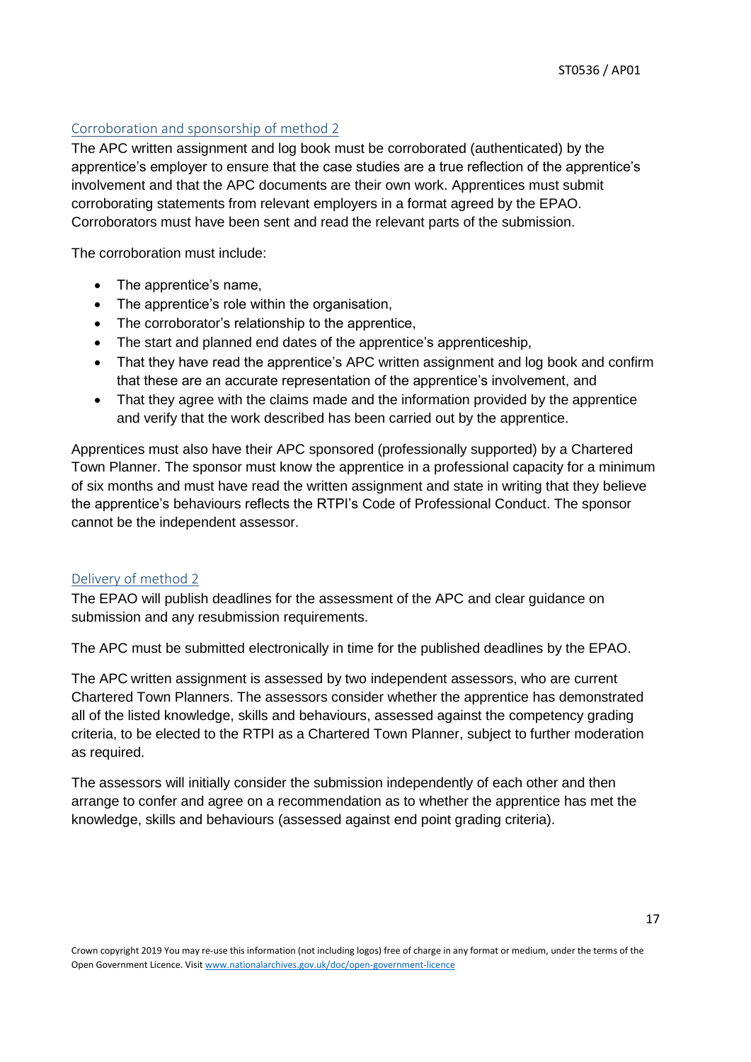## Corroboration and sponsorship of method 2

The APC written assignment and log book must be corroborated (authenticated) by the apprentice's employer to ensure that the case studies are a true reflection of the apprentice's involvement and that the APC documents are their own work. Apprentices must submit corroborating statements from relevant employers in a format agreed by the EPAO. Corroborators must have been sent and read the relevant parts of the submission.

The corroboration must include:

- The apprentice's name,
- The apprentice's role within the organisation,
- The corroborator's relationship to the apprentice,
- The start and planned end dates of the apprentice's apprenticeship,
- That they have read the apprentice's APC written assignment and log book and confirm that these are an accurate representation of the apprentice's involvement, and
- That they agree with the claims made and the information provided by the apprentice and verify that the work described has been carried out by the apprentice.

Apprentices must also have their APC sponsored (professionally supported) by a Chartered Town Planner. The sponsor must know the apprentice in a professional capacity for a minimum of six months and must have read the written assignment and state in writing that they believe the apprentice's behaviours reflects the RTPI's Code of Professional Conduct. The sponsor cannot be the independent assessor.

## Delivery of method 2

The EPAO will publish deadlines for the assessment of the APC and clear guidance on submission and any resubmission requirements.

The APC must be submitted electronically in time for the published deadlines by the EPAO.

The APC written assignment is assessed by two independent assessors, who are current Chartered Town Planners. The assessors consider whether the apprentice has demonstrated all of the listed knowledge, skills and behaviours, assessed against the competency grading criteria, to be elected to the RTPI as a Chartered Town Planner, subject to further moderation as required.

The assessors will initially consider the submission independently of each other and then arrange to confer and agree on a recommendation as to whether the apprentice has met the knowledge, skills and behaviours (assessed against end point grading criteria).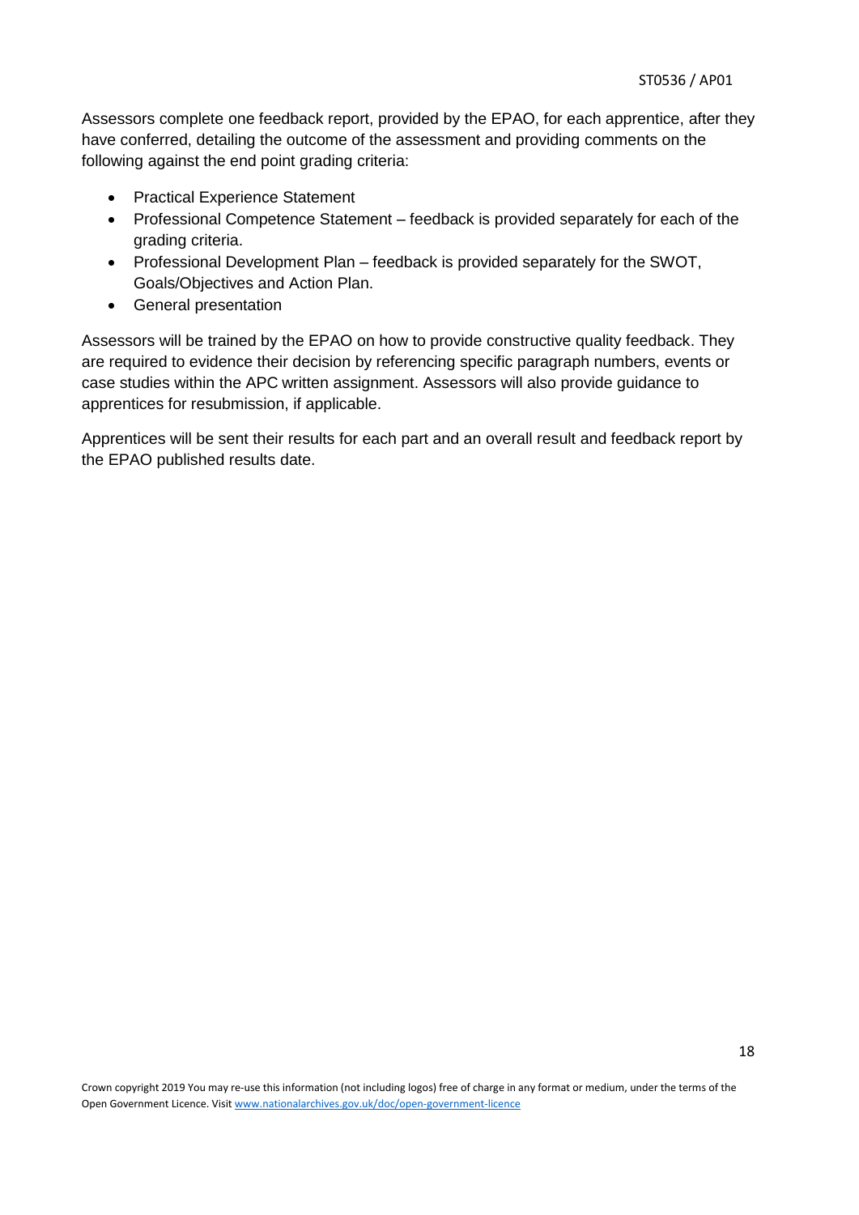Assessors complete one feedback report, provided by the EPAO, for each apprentice, after they have conferred, detailing the outcome of the assessment and providing comments on the following against the end point grading criteria:

- Practical Experience Statement
- Professional Competence Statement – feedback is provided separately for each of the grading criteria.
- Professional Development Plan – feedback is provided separately for the SWOT, Goals/Objectives and Action Plan.
- General presentation

Assessors will be trained by the EPAO on how to provide constructive quality feedback. They are required to evidence their decision by referencing specific paragraph numbers, events or case studies within the APC written assignment. Assessors will also provide guidance to apprentices for resubmission, if applicable.

Apprentices will be sent their results for each part and an overall result and feedback report by the EPAO published results date.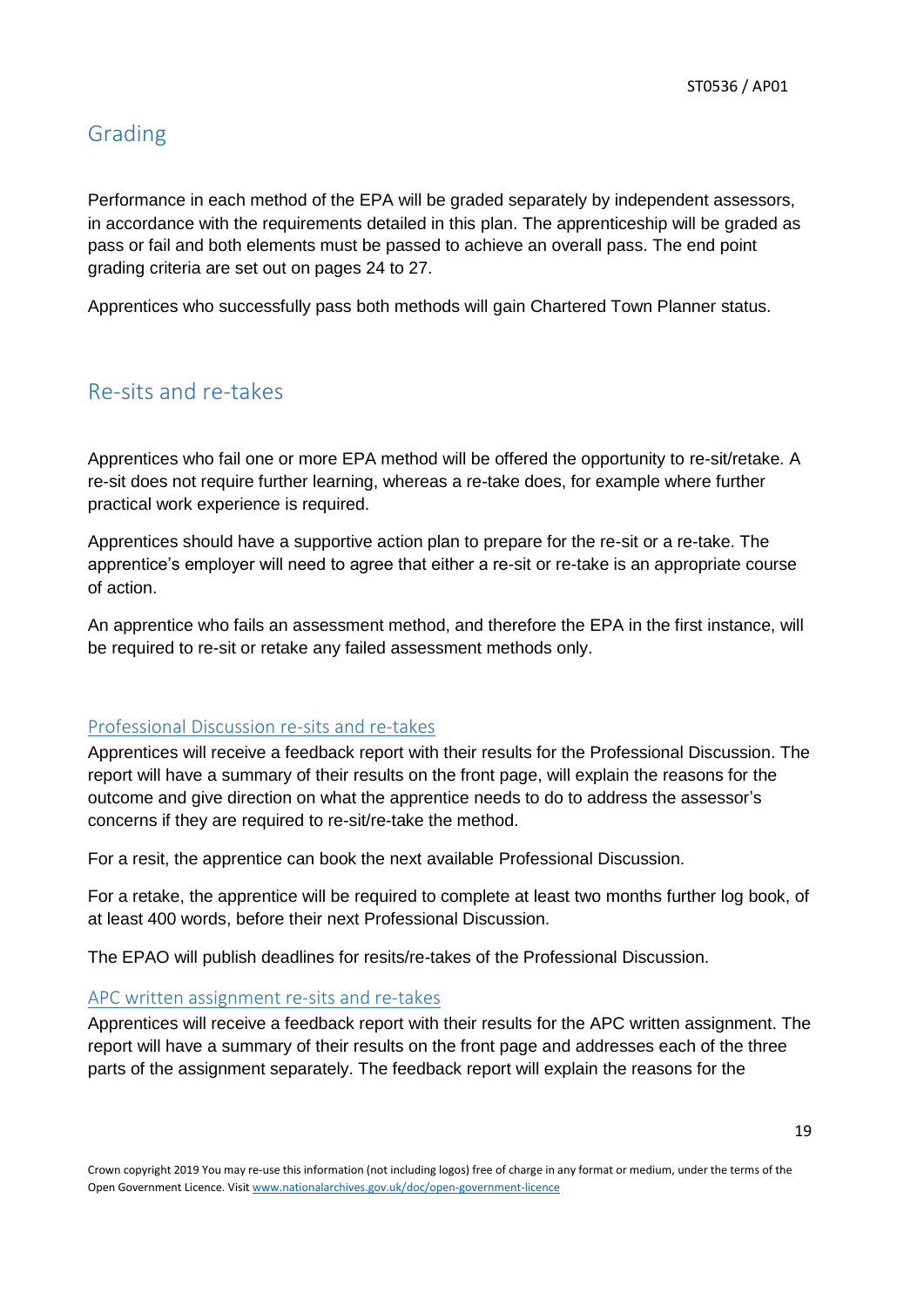## Grading

Performance in each method of the EPA will be graded separately by independent assessors, in accordance with the requirements detailed in this plan. The apprenticeship will be graded as pass or fail and both elements must be passed to achieve an overall pass. The end point grading criteria are set out on pages 24 to 27.

Apprentices who successfully pass both methods will gain Chartered Town Planner status.

## Re-sits and re-takes

Apprentices who fail one or more EPA method will be offered the opportunity to re-sit/retake. A re-sit does not require further learning, whereas a re-take does, for example where further practical work experience is required.

Apprentices should have a supportive action plan to prepare for the re-sit or a re-take. The apprentice's employer will need to agree that either a re-sit or re-take is an appropriate course of action.

An apprentice who fails an assessment method, and therefore the EPA in the first instance, will be required to re-sit or retake any failed assessment methods only.

### Professional Discussion re-sits and re-takes

Apprentices will receive a feedback report with their results for the Professional Discussion. The report will have a summary of their results on the front page, will explain the reasons for the outcome and give direction on what the apprentice needs to do to address the assessor's concerns if they are required to re-sit/re-take the method.

For a resit, the apprentice can book the next available Professional Discussion.

For a retake, the apprentice will be required to complete at least two months further log book, of at least 400 words, before their next Professional Discussion.

The EPAO will publish deadlines for resits/re-takes of the Professional Discussion.

### APC written assignment re-sits and re-takes

Apprentices will receive a feedback report with their results for the APC written assignment. The report will have a summary of their results on the front page and addresses each of the three parts of the assignment separately. The feedback report will explain the reasons for the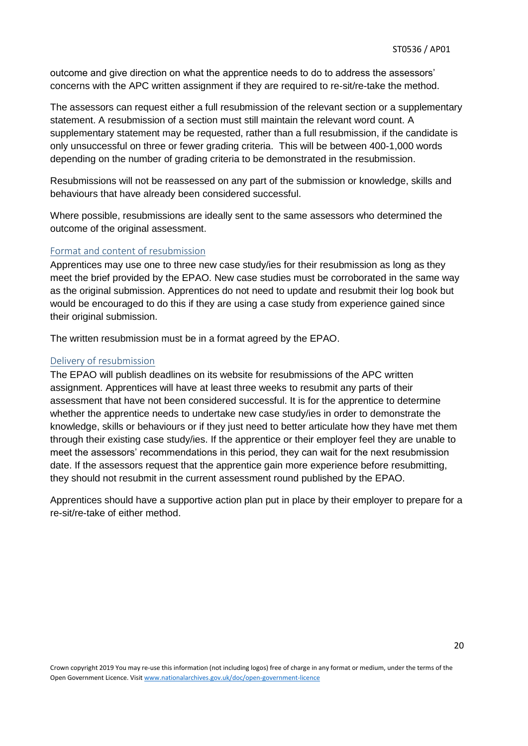outcome and give direction on what the apprentice needs to do to address the assessors' concerns with the APC written assignment if they are required to re-sit/re-take the method.

The assessors can request either a full resubmission of the relevant section or a supplementary statement. A resubmission of a section must still maintain the relevant word count. A supplementary statement may be requested, rather than a full resubmission, if the candidate is only unsuccessful on three or fewer grading criteria. This will be between 400-1,000 words depending on the number of grading criteria to be demonstrated in the resubmission.

Resubmissions will not be reassessed on any part of the submission or knowledge, skills and behaviours that have already been considered successful.

Where possible, resubmissions are ideally sent to the same assessors who determined the outcome of the original assessment.

### Format and content of resubmission

Apprentices may use one to three new case study/ies for their resubmission as long as they meet the brief provided by the EPAO. New case studies must be corroborated in the same way as the original submission. Apprentices do not need to update and resubmit their log book but would be encouraged to do this if they are using a case study from experience gained since their original submission.

The written resubmission must be in a format agreed by the EPAO.

### Delivery of resubmission

The EPAO will publish deadlines on its website for resubmissions of the APC written assignment. Apprentices will have at least three weeks to resubmit any parts of their assessment that have not been considered successful. It is for the apprentice to determine whether the apprentice needs to undertake new case study/ies in order to demonstrate the knowledge, skills or behaviours or if they just need to better articulate how they have met them through their existing case study/ies. If the apprentice or their employer feel they are unable to meet the assessors' recommendations in this period, they can wait for the next resubmission date. If the assessors request that the apprentice gain more experience before resubmitting, they should not resubmit in the current assessment round published by the EPAO.

Apprentices should have a supportive action plan put in place by their employer to prepare for a re-sit/re-take of either method.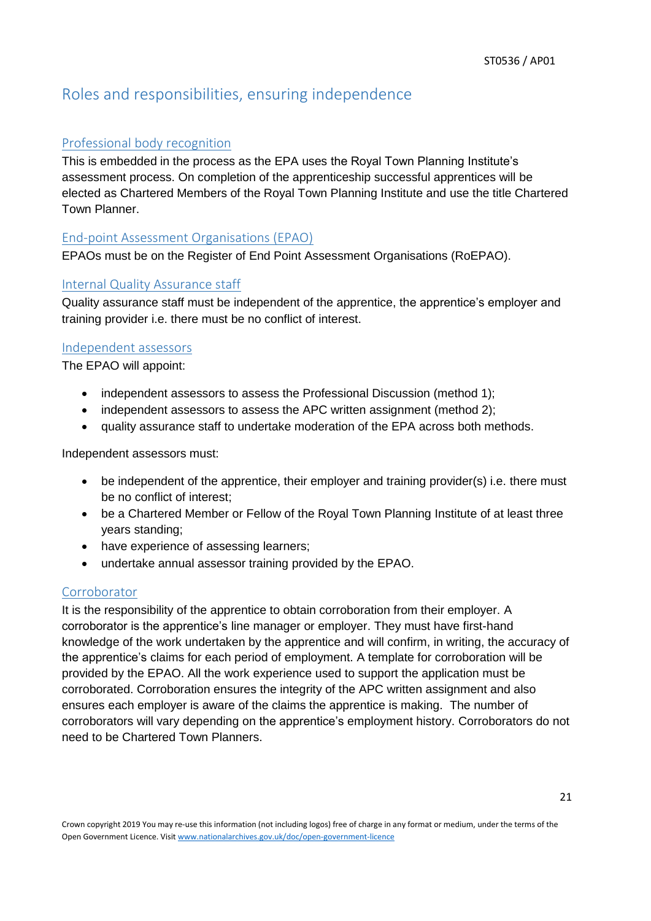## Roles and responsibilities, ensuring independence

### Professional body recognition

This is embedded in the process as the EPA uses the Royal Town Planning Institute's assessment process. On completion of the apprenticeship successful apprentices will be elected as Chartered Members of the Royal Town Planning Institute and use the title Chartered Town Planner.

### End-point Assessment Organisations (EPAO)

EPAOs must be on the Register of End Point Assessment Organisations (RoEPAO).

### Internal Quality Assurance staff

Quality assurance staff must be independent of the apprentice, the apprentice's employer and training provider i.e. there must be no conflict of interest.

### Independent assessors

The EPAO will appoint:

- independent assessors to assess the Professional Discussion (method 1);
- independent assessors to assess the APC written assignment (method 2);
- quality assurance staff to undertake moderation of the EPA across both methods.

Independent assessors must:

- be independent of the apprentice, their employer and training provider(s) i.e. there must be no conflict of interest;
- be a Chartered Member or Fellow of the Royal Town Planning Institute of at least three years standing;
- have experience of assessing learners;
- undertake annual assessor training provided by the EPAO.

### Corroborator

It is the responsibility of the apprentice to obtain corroboration from their employer. A corroborator is the apprentice's line manager or employer. They must have first-hand knowledge of the work undertaken by the apprentice and will confirm, in writing, the accuracy of the apprentice's claims for each period of employment. A template for corroboration will be provided by the EPAO. All the work experience used to support the application must be corroborated. Corroboration ensures the integrity of the APC written assignment and also ensures each employer is aware of the claims the apprentice is making. The number of corroborators will vary depending on the apprentice's employment history. Corroborators do not need to be Chartered Town Planners.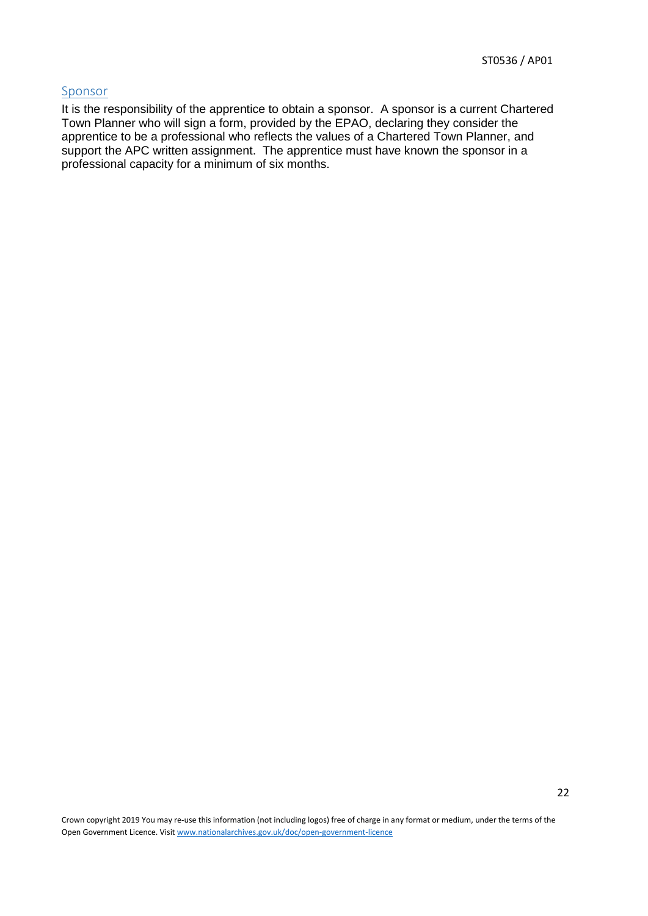## Sponsor

It is the responsibility of the apprentice to obtain a sponsor. A sponsor is a current Chartered Town Planner who will sign a form, provided by the EPAO, declaring they consider the apprentice to be a professional who reflects the values of a Chartered Town Planner, and support the APC written assignment. The apprentice must have known the sponsor in a professional capacity for a minimum of six months.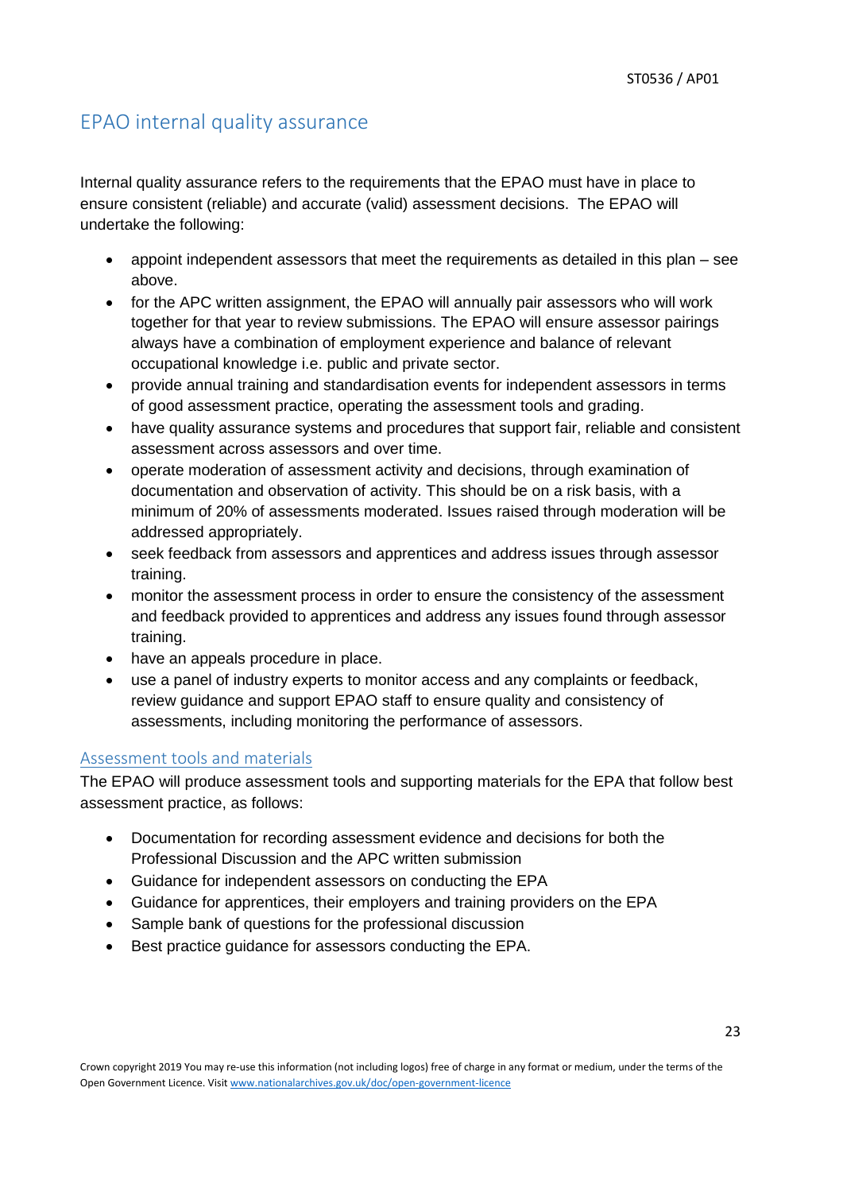## EPAO internal quality assurance

Internal quality assurance refers to the requirements that the EPAO must have in place to ensure consistent (reliable) and accurate (valid) assessment decisions. The EPAO will undertake the following:

- appoint independent assessors that meet the requirements as detailed in this plan – see above.
- for the APC written assignment, the EPAO will annually pair assessors who will work together for that year to review submissions. The EPAO will ensure assessor pairings always have a combination of employment experience and balance of relevant occupational knowledge i.e. public and private sector.
- provide annual training and standardisation events for independent assessors in terms of good assessment practice, operating the assessment tools and grading.
- have quality assurance systems and procedures that support fair, reliable and consistent assessment across assessors and over time.
- operate moderation of assessment activity and decisions, through examination of documentation and observation of activity. This should be on a risk basis, with a minimum of 20% of assessments moderated. Issues raised through moderation will be addressed appropriately.
- seek feedback from assessors and apprentices and address issues through assessor training.
- monitor the assessment process in order to ensure the consistency of the assessment and feedback provided to apprentices and address any issues found through assessor training.
- have an appeals procedure in place.
- use a panel of industry experts to monitor access and any complaints or feedback, review guidance and support EPAO staff to ensure quality and consistency of assessments, including monitoring the performance of assessors.

### Assessment tools and materials

The EPAO will produce assessment tools and supporting materials for the EPA that follow best assessment practice, as follows:

- Documentation for recording assessment evidence and decisions for both the Professional Discussion and the APC written submission
- Guidance for independent assessors on conducting the EPA
- Guidance for apprentices, their employers and training providers on the EPA
- Sample bank of questions for the professional discussion
- Best practice guidance for assessors conducting the EPA.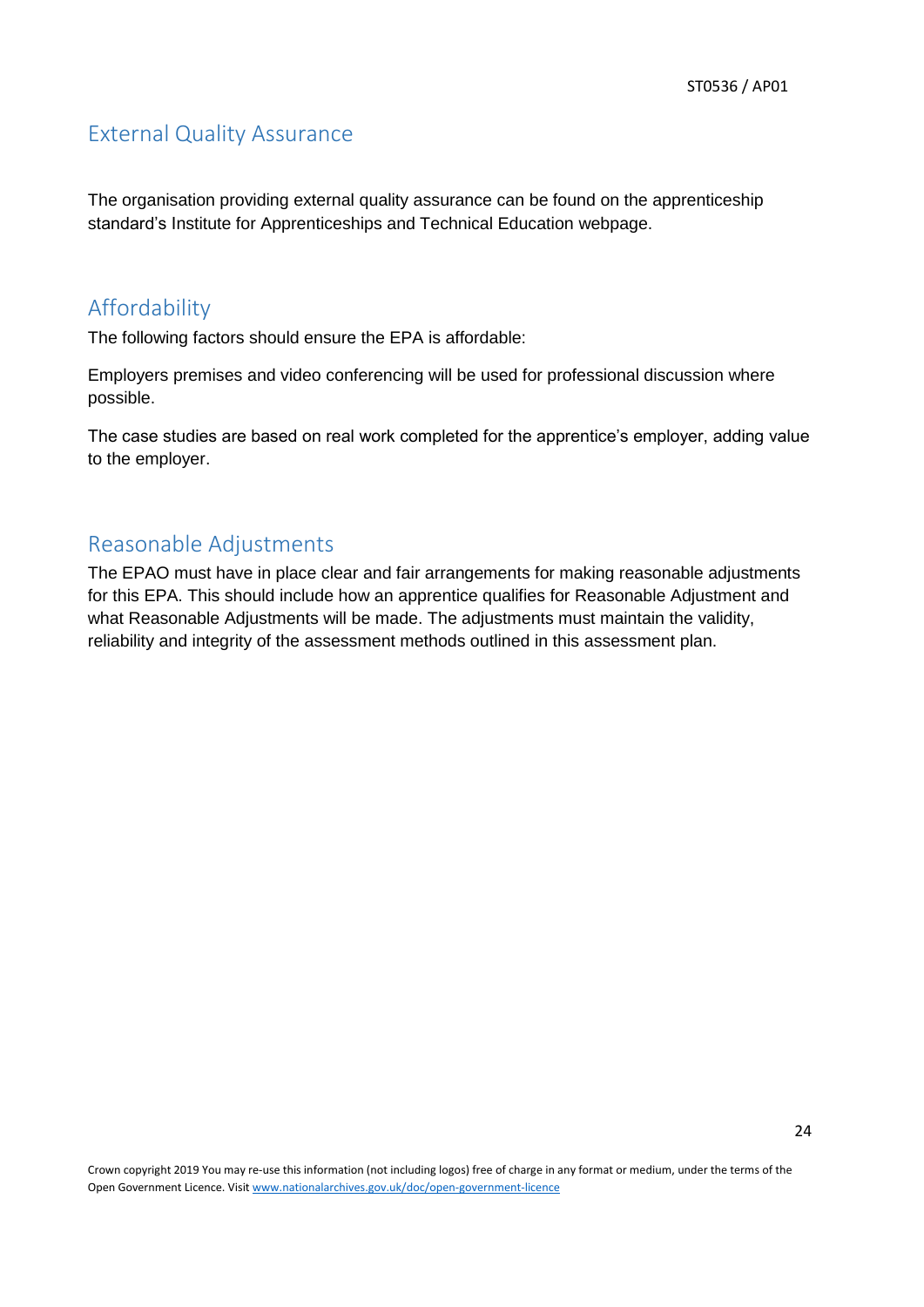## External Quality Assurance

The organisation providing external quality assurance can be found on the apprenticeship standard's Institute for Apprenticeships and Technical Education webpage.

## Affordability

The following factors should ensure the EPA is affordable:

Employers premises and video conferencing will be used for professional discussion where possible.

The case studies are based on real work completed for the apprentice's employer, adding value to the employer.

## Reasonable Adjustments

The EPAO must have in place clear and fair arrangements for making reasonable adjustments for this EPA. This should include how an apprentice qualifies for Reasonable Adjustment and what Reasonable Adjustments will be made. The adjustments must maintain the validity, reliability and integrity of the assessment methods outlined in this assessment plan.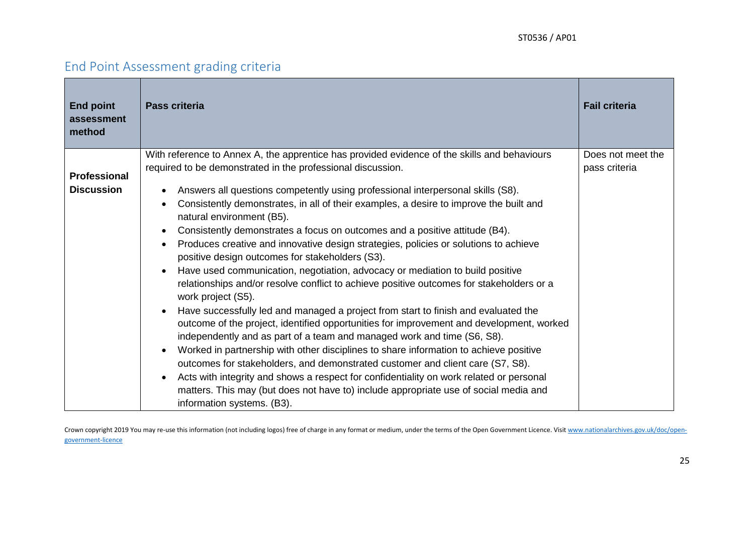## End Point Assessment grading criteria

| End point assessment method | Pass criteria | Fail criteria |
|---|---|---|
| **Professional Discussion** | With reference to Annex A, the apprentice has provided evidence of the skills and behaviours required to be demonstrated in the professional discussion.<br><br>• Answers all questions competently using professional interpersonal skills (S8).<br>• Consistently demonstrates, in all of their examples, a desire to improve the built and natural environment (B5).<br>• Consistently demonstrates a focus on outcomes and a positive attitude (B4).<br>• Produces creative and innovative design strategies, policies or solutions to achieve positive design outcomes for stakeholders (S3).<br>• Have used communication, negotiation, advocacy or mediation to build positive relationships and/or resolve conflict to achieve positive outcomes for stakeholders or a work project (S5).<br>• Have successfully led and managed a project from start to finish and evaluated the outcome of the project, identified opportunities for improvement and development, worked independently and as part of a team and managed work and time (S6, S8).<br>• Worked in partnership with other disciplines to share information to achieve positive outcomes for stakeholders, and demonstrated customer and client care (S7, S8).<br>• Acts with integrity and shows a respect for confidentiality on work related or personal matters. This may (but does not have to) include appropriate use of social media and information systems. (B3). | Does not meet the pass criteria |

Crown copyright 2019 You may re-use this information (not including logos) free of charge in any format or medium, under the terms of the Open Government Licence. Visit www.nationalarchives.gov.uk/doc/open-government-licence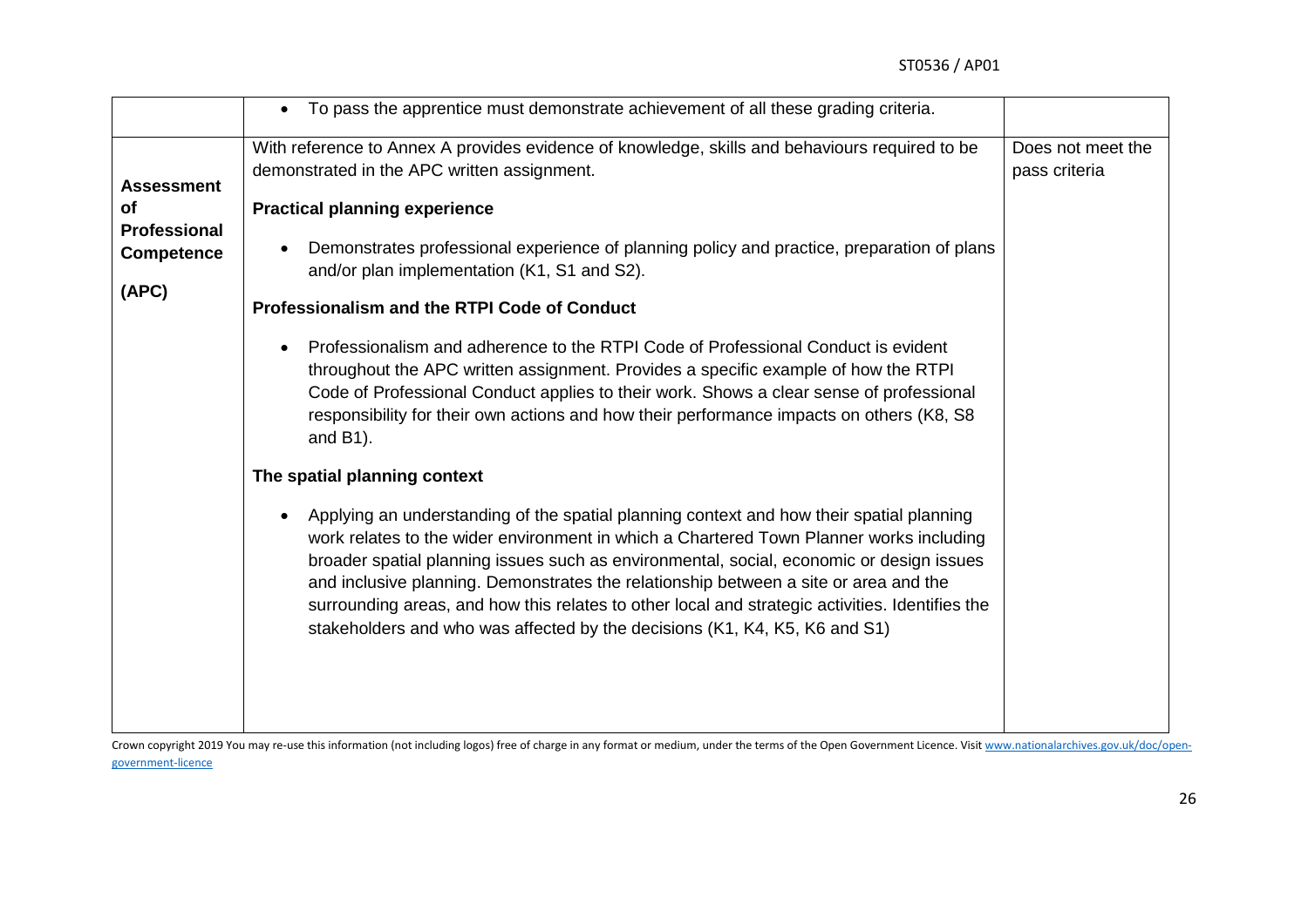| | | |
|---|---|---|
| | • To pass the apprentice must demonstrate achievement of all these grading criteria. | |
| **Assessment of Professional Competence (APC)** | With reference to Annex A provides evidence of knowledge, skills and behaviours required to be demonstrated in the APC written assignment.<br><br>**Practical planning experience**<br><br>• Demonstrates professional experience of planning policy and practice, preparation of plans and/or plan implementation (K1, S1 and S2).<br><br>**Professionalism and the RTPI Code of Conduct**<br><br>• Professionalism and adherence to the RTPI Code of Professional Conduct is evident throughout the APC written assignment. Provides a specific example of how the RTPI Code of Professional Conduct applies to their work. Shows a clear sense of professional responsibility for their own actions and how their performance impacts on others (K8, S8 and B1).<br><br>**The spatial planning context**<br><br>• Applying an understanding of the spatial planning context and how their spatial planning work relates to the wider environment in which a Chartered Town Planner works including broader spatial planning issues such as environmental, social, economic or design issues and inclusive planning. Demonstrates the relationship between a site or area and the surrounding areas, and how this relates to other local and strategic activities. Identifies the stakeholders and who was affected by the decisions (K1, K4, K5, K6 and S1) | Does not meet the pass criteria |

Crown copyright 2019 You may re-use this information (not including logos) free of charge in any format or medium, under the terms of the Open Government Licence. Visit www.nationalarchives.gov.uk/doc/open-government-licence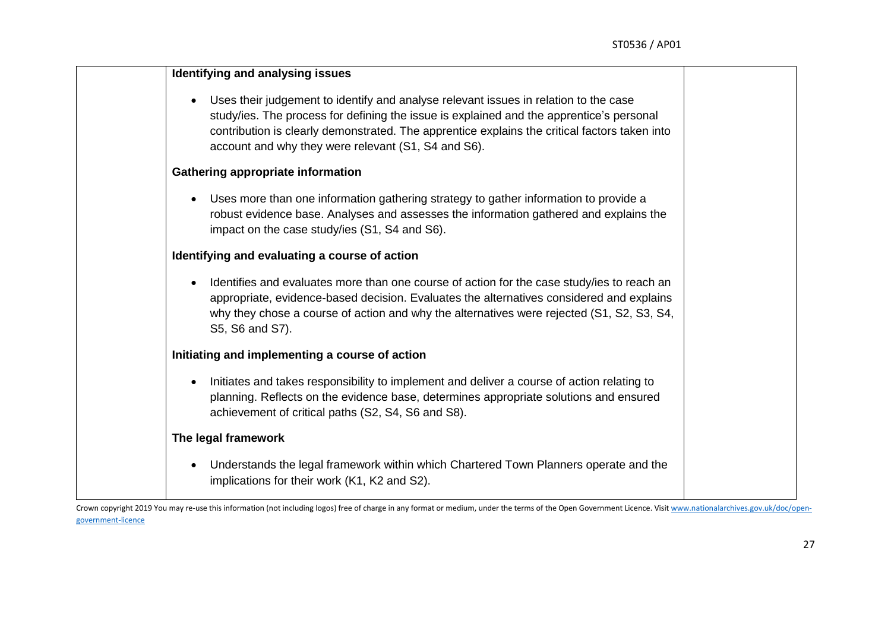| | **Identifying and analysing issues**<br><br>• Uses their judgement to identify and analyse relevant issues in relation to the case study/ies. The process for defining the issue is explained and the apprentice's personal contribution is clearly demonstrated. The apprentice explains the critical factors taken into account and why they were relevant (S1, S4 and S6).<br><br>**Gathering appropriate information**<br><br>• Uses more than one information gathering strategy to gather information to provide a robust evidence base. Analyses and assesses the information gathered and explains the impact on the case study/ies (S1, S4 and S6).<br><br>**Identifying and evaluating a course of action**<br><br>• Identifies and evaluates more than one course of action for the case study/ies to reach an appropriate, evidence-based decision. Evaluates the alternatives considered and explains why they chose a course of action and why the alternatives were rejected (S1, S2, S3, S4, S5, S6 and S7).<br><br>**Initiating and implementing a course of action**<br><br>• Initiates and takes responsibility to implement and deliver a course of action relating to planning. Reflects on the evidence base, determines appropriate solutions and ensured achievement of critical paths (S2, S4, S6 and S8).<br><br>**The legal framework**<br><br>• Understands the legal framework within which Chartered Town Planners operate and the implications for their work (K1, K2 and S2). | |
|---|---|---|

Crown copyright 2019 You may re-use this information (not including logos) free of charge in any format or medium, under the terms of the Open Government Licence. Visit www.nationalarchives.gov.uk/doc/open-government-licence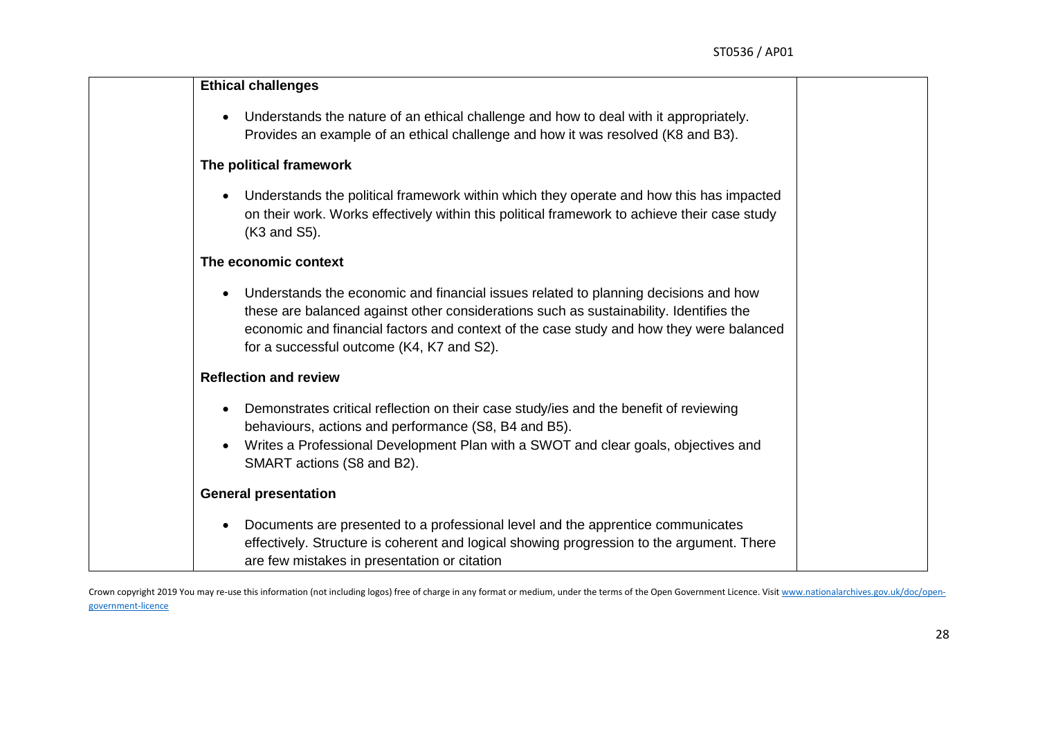| | | |
|---|---|---|
| | **Ethical challenges**<br><br>• Understands the nature of an ethical challenge and how to deal with it appropriately. Provides an example of an ethical challenge and how it was resolved (K8 and B3).<br><br>**The political framework**<br><br>• Understands the political framework within which they operate and how this has impacted on their work. Works effectively within this political framework to achieve their case study (K3 and S5).<br><br>**The economic context**<br><br>• Understands the economic and financial issues related to planning decisions and how these are balanced against other considerations such as sustainability. Identifies the economic and financial factors and context of the case study and how they were balanced for a successful outcome (K4, K7 and S2).<br><br>**Reflection and review**<br><br>• Demonstrates critical reflection on their case study/ies and the benefit of reviewing behaviours, actions and performance (S8, B4 and B5).<br>• Writes a Professional Development Plan with a SWOT and clear goals, objectives and SMART actions (S8 and B2).<br><br>**General presentation**<br><br>• Documents are presented to a professional level and the apprentice communicates effectively. Structure is coherent and logical showing progression to the argument. There are few mistakes in presentation or citation | |

Crown copyright 2019 You may re-use this information (not including logos) free of charge in any format or medium, under the terms of the Open Government Licence. Visit www.nationalarchives.gov.uk/doc/open-government-licence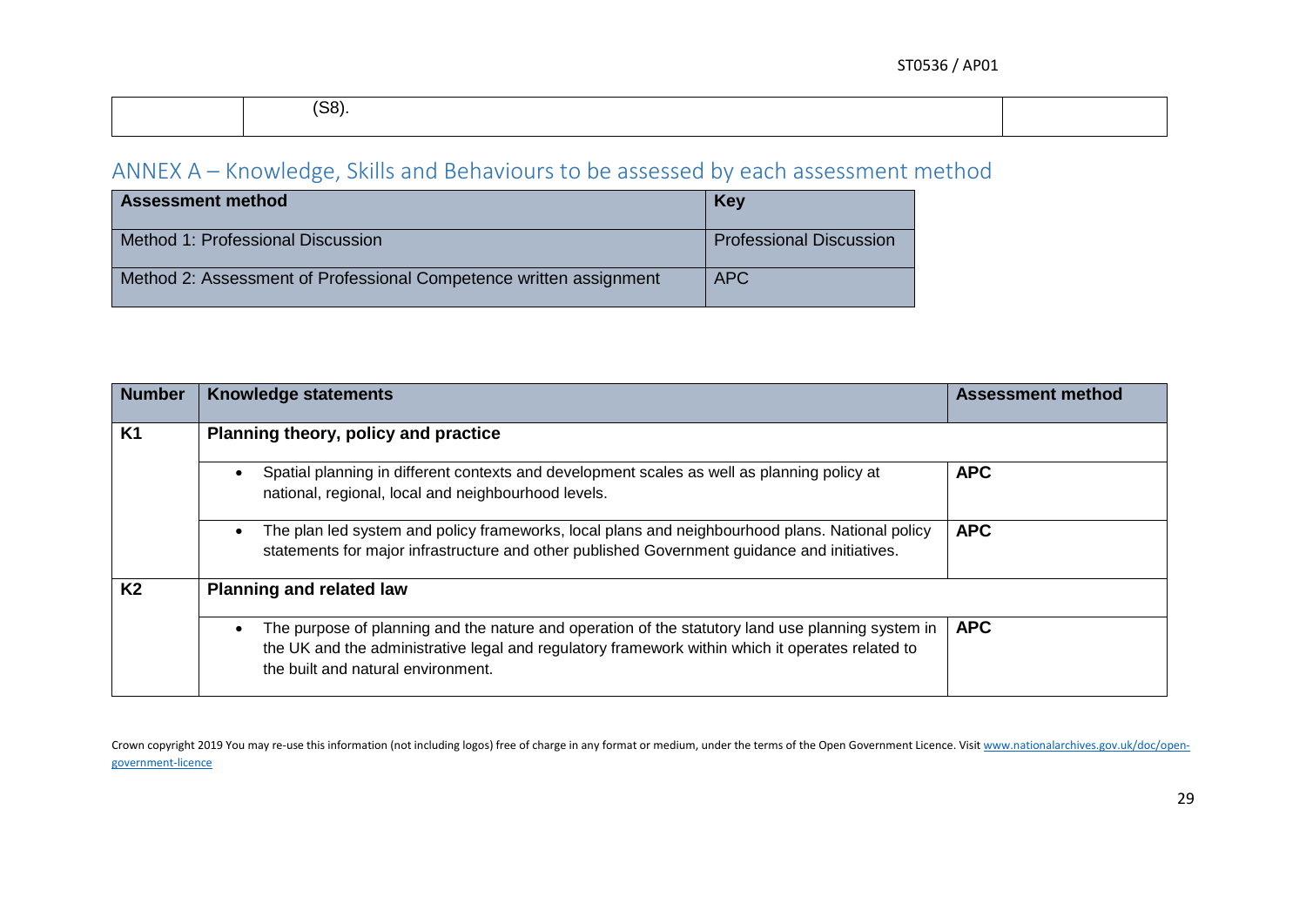| | (S8). | |
|---|---|---|

## ANNEX A – Knowledge, Skills and Behaviours to be assessed by each assessment method

| Assessment method | Key |
|---|---|
| Method 1: Professional Discussion | Professional Discussion |
| Method 2: Assessment of Professional Competence written assignment | APC |

| Number | Knowledge statements | Assessment method |
|---|---|---|
| K1 | **Planning theory, policy and practice** | |
| | • Spatial planning in different contexts and development scales as well as planning policy at national, regional, local and neighbourhood levels. | **APC** |
| | • The plan led system and policy frameworks, local plans and neighbourhood plans. National policy statements for major infrastructure and other published Government guidance and initiatives. | **APC** |
| K2 | **Planning and related law** | |
| | • The purpose of planning and the nature and operation of the statutory land use planning system in the UK and the administrative legal and regulatory framework within which it operates related to the built and natural environment. | **APC** |

Crown copyright 2019 You may re-use this information (not including logos) free of charge in any format or medium, under the terms of the Open Government Licence. Visit www.nationalarchives.gov.uk/doc/open-government-licence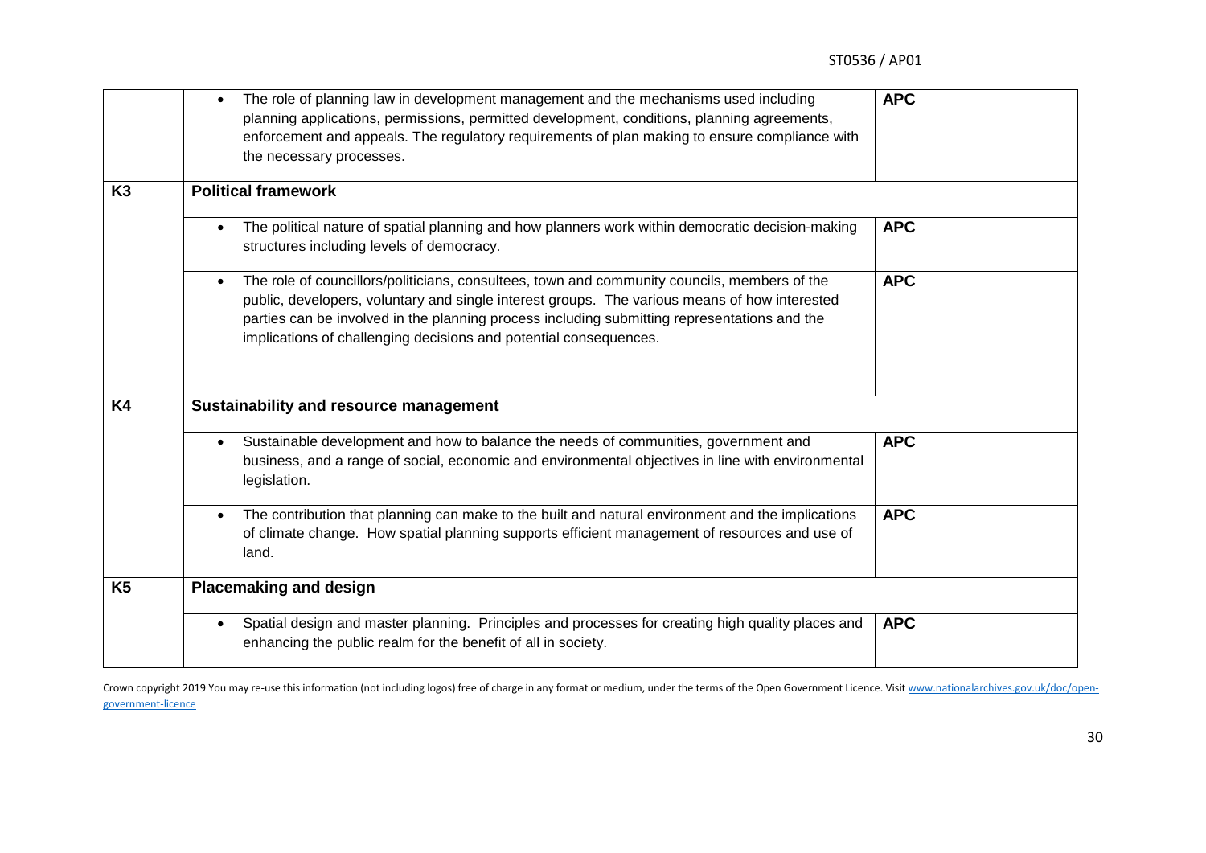| | | |
|---|---|---|
| | • The role of planning law in development management and the mechanisms used including planning applications, permissions, permitted development, conditions, planning agreements, enforcement and appeals. The regulatory requirements of plan making to ensure compliance with the necessary processes. | **APC** |
| **K3** | **Political framework** | |
| | • The political nature of spatial planning and how planners work within democratic decision-making structures including levels of democracy. | **APC** |
| | • The role of councillors/politicians, consultees, town and community councils, members of the public, developers, voluntary and single interest groups. The various means of how interested parties can be involved in the planning process including submitting representations and the implications of challenging decisions and potential consequences. | **APC** |
| **K4** | **Sustainability and resource management** | |
| | • Sustainable development and how to balance the needs of communities, government and business, and a range of social, economic and environmental objectives in line with environmental legislation. | **APC** |
| | • The contribution that planning can make to the built and natural environment and the implications of climate change. How spatial planning supports efficient management of resources and use of land. | **APC** |
| **K5** | **Placemaking and design** | |
| | • Spatial design and master planning. Principles and processes for creating high quality places and enhancing the public realm for the benefit of all in society. | **APC** |

Crown copyright 2019 You may re-use this information (not including logos) free of charge in any format or medium, under the terms of the Open Government Licence. Visit www.nationalarchives.gov.uk/doc/open-government-licence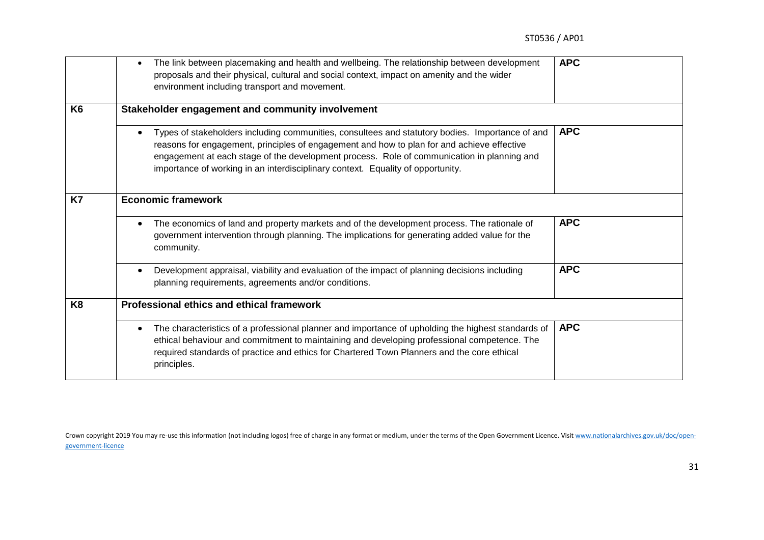| | | |
|---|---|---|
| | • The link between placemaking and health and wellbeing. The relationship between development proposals and their physical, cultural and social context, impact on amenity and the wider environment including transport and movement. | **APC** |
| **K6** | **Stakeholder engagement and community involvement** | |
| | • Types of stakeholders including communities, consultees and statutory bodies. Importance of and reasons for engagement, principles of engagement and how to plan for and achieve effective engagement at each stage of the development process. Role of communication in planning and importance of working in an interdisciplinary context. Equality of opportunity. | **APC** |
| **K7** | **Economic framework** | |
| | • The economics of land and property markets and of the development process. The rationale of government intervention through planning. The implications for generating added value for the community. | **APC** |
| | • Development appraisal, viability and evaluation of the impact of planning decisions including planning requirements, agreements and/or conditions. | **APC** |
| **K8** | **Professional ethics and ethical framework** | |
| | • The characteristics of a professional planner and importance of upholding the highest standards of ethical behaviour and commitment to maintaining and developing professional competence. The required standards of practice and ethics for Chartered Town Planners and the core ethical principles. | **APC** |

Crown copyright 2019 You may re-use this information (not including logos) free of charge in any format or medium, under the terms of the Open Government Licence. Visit www.nationalarchives.gov.uk/doc/open-government-licence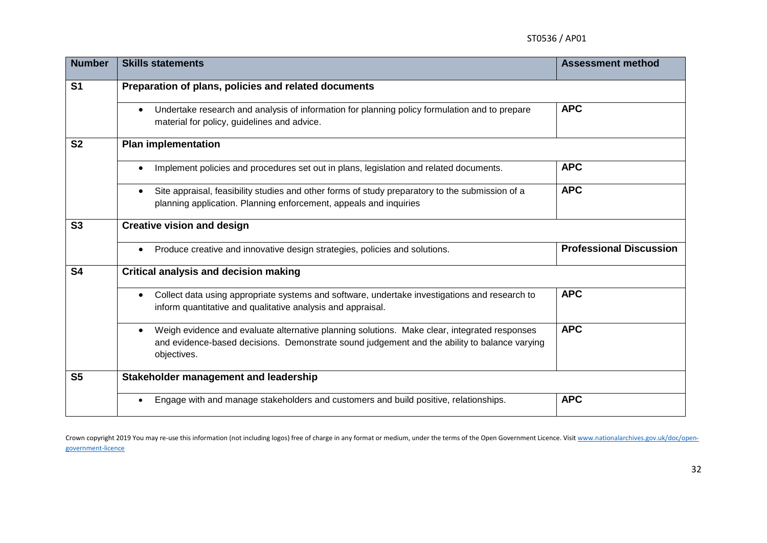| Number | Skills statements | Assessment method |
|---|---|---|
| **S1** | **Preparation of plans, policies and related documents** | |
| | • Undertake research and analysis of information for planning policy formulation and to prepare material for policy, guidelines and advice. | **APC** |
| **S2** | **Plan implementation** | |
| | • Implement policies and procedures set out in plans, legislation and related documents. | **APC** |
| | • Site appraisal, feasibility studies and other forms of study preparatory to the submission of a planning application. Planning enforcement, appeals and inquiries | **APC** |
| **S3** | **Creative vision and design** | |
| | • Produce creative and innovative design strategies, policies and solutions. | **Professional Discussion** |
| **S4** | **Critical analysis and decision making** | |
| | • Collect data using appropriate systems and software, undertake investigations and research to inform quantitative and qualitative analysis and appraisal. | **APC** |
| | • Weigh evidence and evaluate alternative planning solutions. Make clear, integrated responses and evidence-based decisions. Demonstrate sound judgement and the ability to balance varying objectives. | **APC** |
| **S5** | **Stakeholder management and leadership** | |
| | • Engage with and manage stakeholders and customers and build positive, relationships. | **APC** |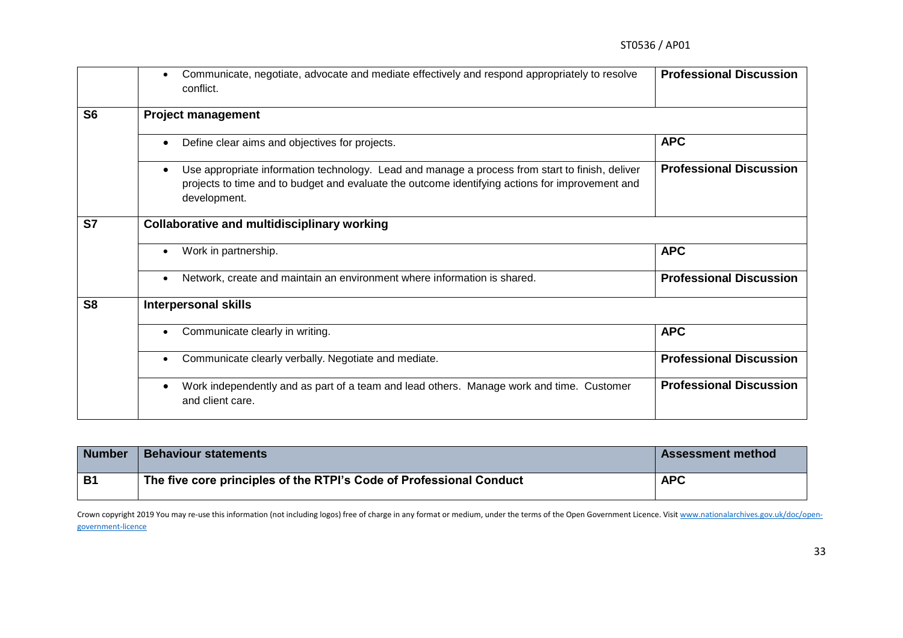| | | |
|---|---|---|
| | • Communicate, negotiate, advocate and mediate effectively and respond appropriately to resolve conflict. | **Professional Discussion** |
| **S6** | **Project management** | |
| | • Define clear aims and objectives for projects. | **APC** |
| | • Use appropriate information technology. Lead and manage a process from start to finish, deliver projects to time and to budget and evaluate the outcome identifying actions for improvement and development. | **Professional Discussion** |
| **S7** | **Collaborative and multidisciplinary working** | |
| | • Work in partnership. | **APC** |
| | • Network, create and maintain an environment where information is shared. | **Professional Discussion** |
| **S8** | **Interpersonal skills** | |
| | • Communicate clearly in writing. | **APC** |
| | • Communicate clearly verbally. Negotiate and mediate. | **Professional Discussion** |
| | • Work independently and as part of a team and lead others. Manage work and time. Customer and client care. | **Professional Discussion** |

| Number | Behaviour statements | Assessment method |
|---|---|---|
| **B1** | **The five core principles of the RTPI's Code of Professional Conduct** | **APC** |

Crown copyright 2019 You may re-use this information (not including logos) free of charge in any format or medium, under the terms of the Open Government Licence. Visit www.nationalarchives.gov.uk/doc/open-government-licence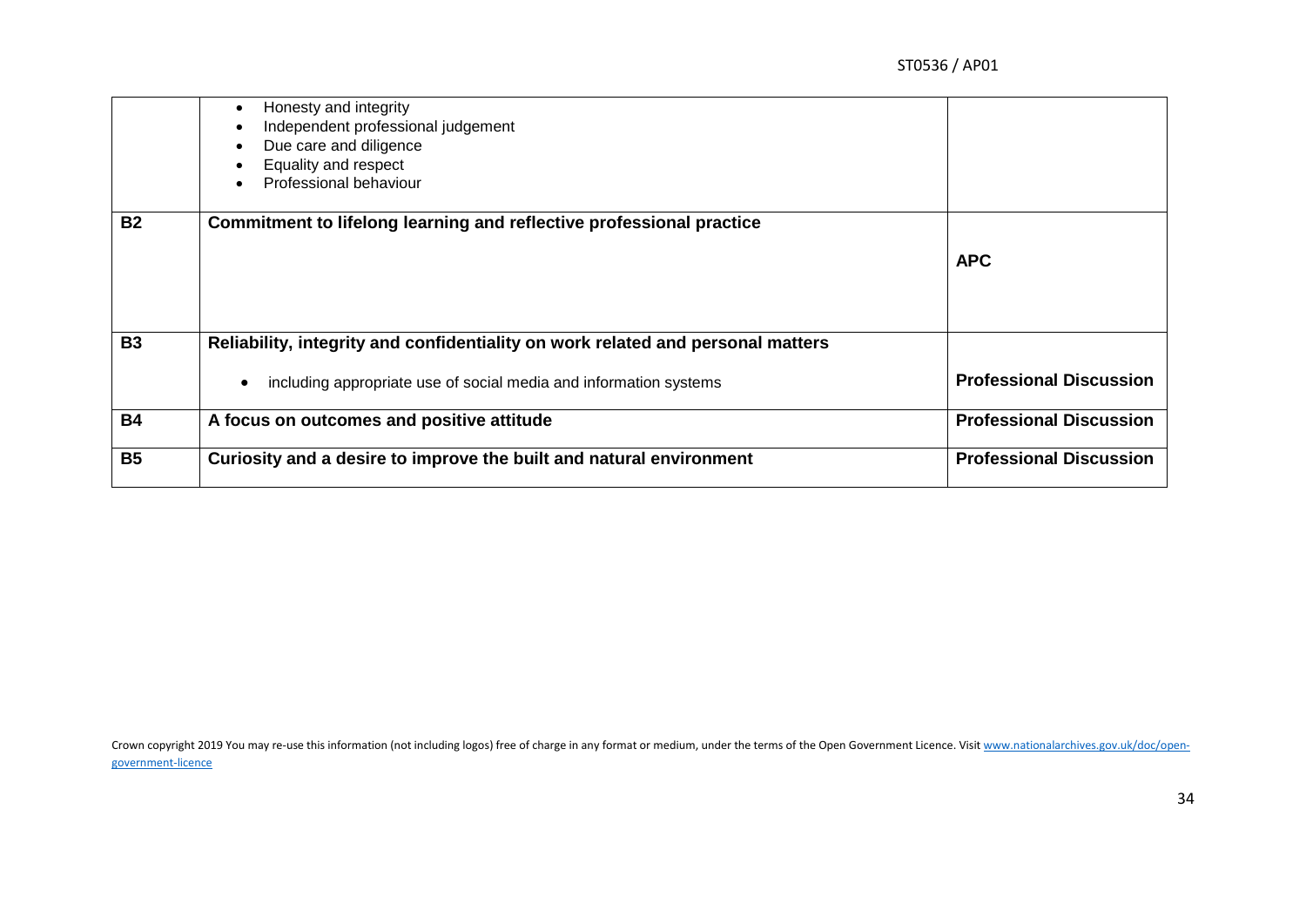| | | |
|---|---|---|
| | • Honesty and integrity<br>• Independent professional judgement<br>• Due care and diligence<br>• Equality and respect<br>• Professional behaviour | |
| **B2** | **Commitment to lifelong learning and reflective professional practice** | **APC** |
| **B3** | **Reliability, integrity and confidentiality on work related and personal matters**<br>• including appropriate use of social media and information systems | **Professional Discussion** |
| **B4** | **A focus on outcomes and positive attitude** | **Professional Discussion** |
| **B5** | **Curiosity and a desire to improve the built and natural environment** | **Professional Discussion** |

Crown copyright 2019 You may re-use this information (not including logos) free of charge in any format or medium, under the terms of the Open Government Licence. Visit www.nationalarchives.gov.uk/doc/open-government-licence